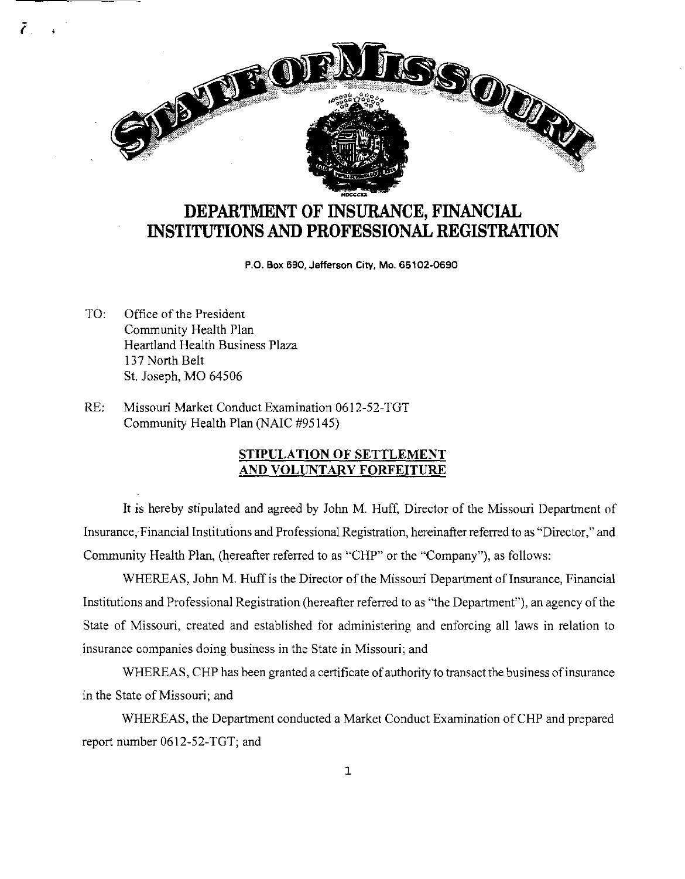# DEPARTMENT OF INSURANCE, FINANCIAL INSTITUTIONS AND PROFESSIONAL REGISTRATION

P.O. Box 690, Jefferson City, Mo. 65102-0690

TO: Office of the President
Community Health Plan
Heartland Health Business Plaza
137 North Belt
St. Joseph, MO 64506

RE: Missouri Market Conduct Examination 0612-52-TGT
Community Health Plan (NAIC #95145)

## STIPULATION OF SETTLEMENT AND VOLUNTARY FORFEITURE

It is hereby stipulated and agreed by John M. Huff, Director of the Missouri Department of Insurance, Financial Institutions and Professional Registration, hereinafter referred to as "Director," and Community Health Plan, (hereafter referred to as "CHP" or the "Company"), as follows:

WHEREAS, John M. Huff is the Director of the Missouri Department of Insurance, Financial Institutions and Professional Registration (hereafter referred to as "the Department"), an agency of the State of Missouri, created and established for administering and enforcing all laws in relation to insurance companies doing business in the State in Missouri; and

WHEREAS, CHP has been granted a certificate of authority to transact the business of insurance in the State of Missouri; and

WHEREAS, the Department conducted a Market Conduct Examination of CHP and prepared report number 0612-52-TGT; and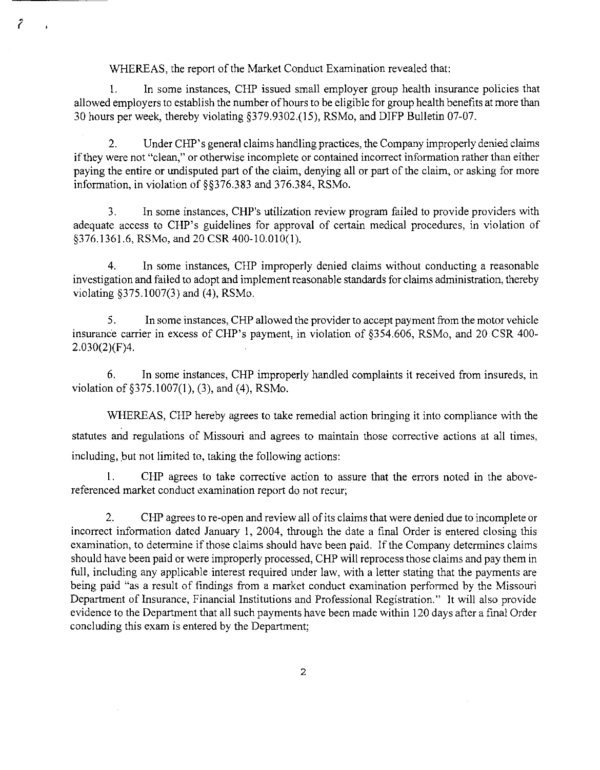WHEREAS, the report of the Market Conduct Examination revealed that:

1. In some instances, CHP issued small employer group health insurance policies that allowed employers to establish the number of hours to be eligible for group health benefits at more than 30 hours per week, thereby violating §379.9302.(15), RSMo, and DIFP Bulletin 07-07.

2. Under CHP's general claims handling practices, the Company improperly denied claims if they were not "clean," or otherwise incomplete or contained incorrect information rather than either paying the entire or undisputed part of the claim, denying all or part of the claim, or asking for more information, in violation of §§376.383 and 376.384, RSMo.

3. In some instances, CHP's utilization review program failed to provide providers with adequate access to CHP's guidelines for approval of certain medical procedures, in violation of §376.1361.6, RSMo, and 20 CSR 400-10.010(1).

4. In some instances, CHP improperly denied claims without conducting a reasonable investigation and failed to adopt and implement reasonable standards for claims administration, thereby violating §375.1007(3) and (4), RSMo.

5. In some instances, CHP allowed the provider to accept payment from the motor vehicle insurance carrier in excess of CHP's payment, in violation of §354.606, RSMo, and 20 CSR 400-2.030(2)(F)4.

6. In some instances, CHP improperly handled complaints it received from insureds, in violation of §375.1007(1), (3), and (4), RSMo.

WHEREAS, CHP hereby agrees to take remedial action bringing it into compliance with the statutes and regulations of Missouri and agrees to maintain those corrective actions at all times, including, but not limited to, taking the following actions:

1. CHP agrees to take corrective action to assure that the errors noted in the above-referenced market conduct examination report do not recur;

2. CHP agrees to re-open and review all of its claims that were denied due to incomplete or incorrect information dated January 1, 2004, through the date a final Order is entered closing this examination, to determine if those claims should have been paid. If the Company determines claims should have been paid or were improperly processed, CHP will reprocess those claims and pay them in full, including any applicable interest required under law, with a letter stating that the payments are being paid "as a result of findings from a market conduct examination performed by the Missouri Department of Insurance, Financial Institutions and Professional Registration." It will also provide evidence to the Department that all such payments have been made within 120 days after a final Order concluding this exam is entered by the Department;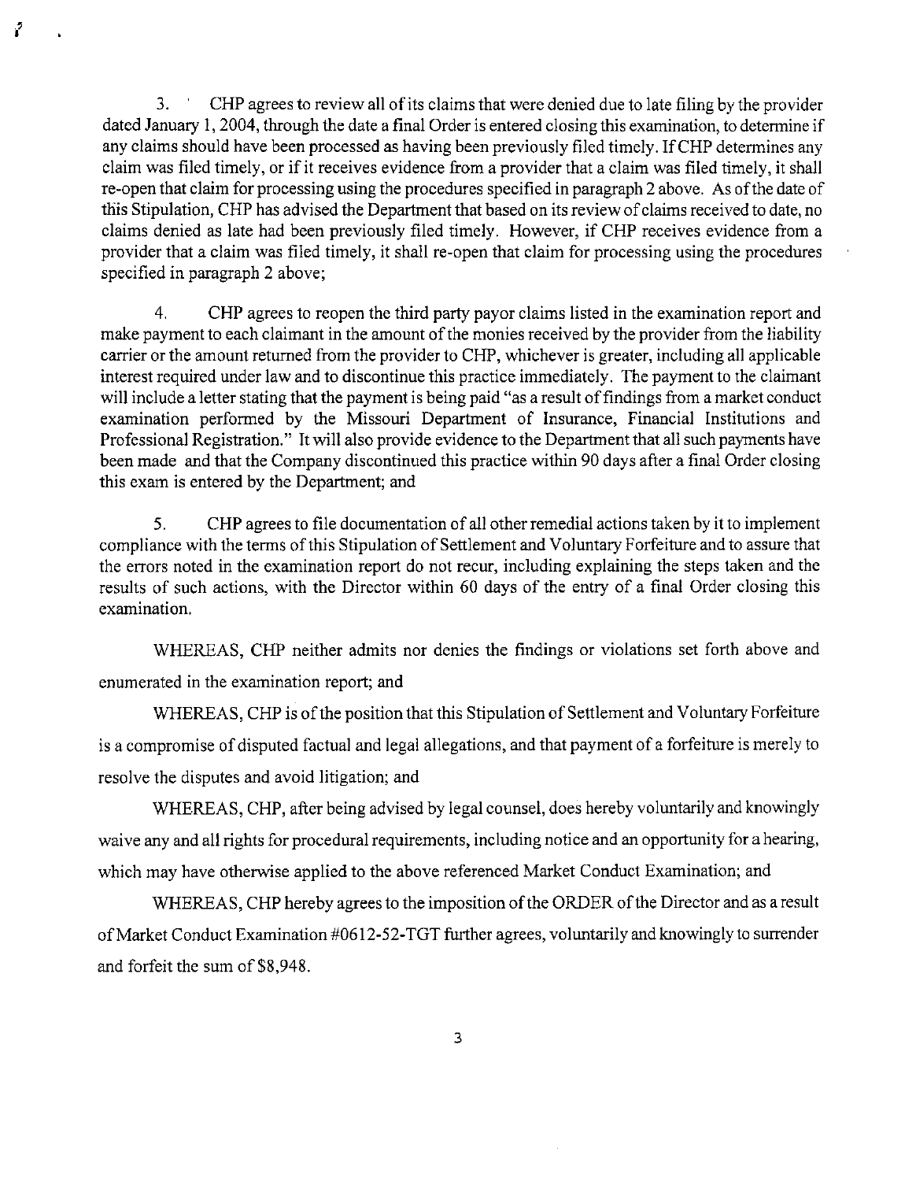3. CHP agrees to review all of its claims that were denied due to late filing by the provider dated January 1, 2004, through the date a final Order is entered closing this examination, to determine if any claims should have been processed as having been previously filed timely. If CHP determines any claim was filed timely, or if it receives evidence from a provider that a claim was filed timely, it shall re-open that claim for processing using the procedures specified in paragraph 2 above. As of the date of this Stipulation, CHP has advised the Department that based on its review of claims received to date, no claims denied as late had been previously filed timely. However, if CHP receives evidence from a provider that a claim was filed timely, it shall re-open that claim for processing using the procedures specified in paragraph 2 above;

4. CHP agrees to reopen the third party payor claims listed in the examination report and make payment to each claimant in the amount of the monies received by the provider from the liability carrier or the amount returned from the provider to CHP, whichever is greater, including all applicable interest required under law and to discontinue this practice immediately. The payment to the claimant will include a letter stating that the payment is being paid "as a result of findings from a market conduct examination performed by the Missouri Department of Insurance, Financial Institutions and Professional Registration." It will also provide evidence to the Department that all such payments have been made and that the Company discontinued this practice within 90 days after a final Order closing this exam is entered by the Department; and

5. CHP agrees to file documentation of all other remedial actions taken by it to implement compliance with the terms of this Stipulation of Settlement and Voluntary Forfeiture and to assure that the errors noted in the examination report do not recur, including explaining the steps taken and the results of such actions, with the Director within 60 days of the entry of a final Order closing this examination.

WHEREAS, CHP neither admits nor denies the findings or violations set forth above and enumerated in the examination report; and

WHEREAS, CHP is of the position that this Stipulation of Settlement and Voluntary Forfeiture is a compromise of disputed factual and legal allegations, and that payment of a forfeiture is merely to resolve the disputes and avoid litigation; and

WHEREAS, CHP, after being advised by legal counsel, does hereby voluntarily and knowingly waive any and all rights for procedural requirements, including notice and an opportunity for a hearing, which may have otherwise applied to the above referenced Market Conduct Examination; and

WHEREAS, CHP hereby agrees to the imposition of the ORDER of the Director and as a result of Market Conduct Examination #0612-52-TGT further agrees, voluntarily and knowingly to surrender and forfeit the sum of $8,948.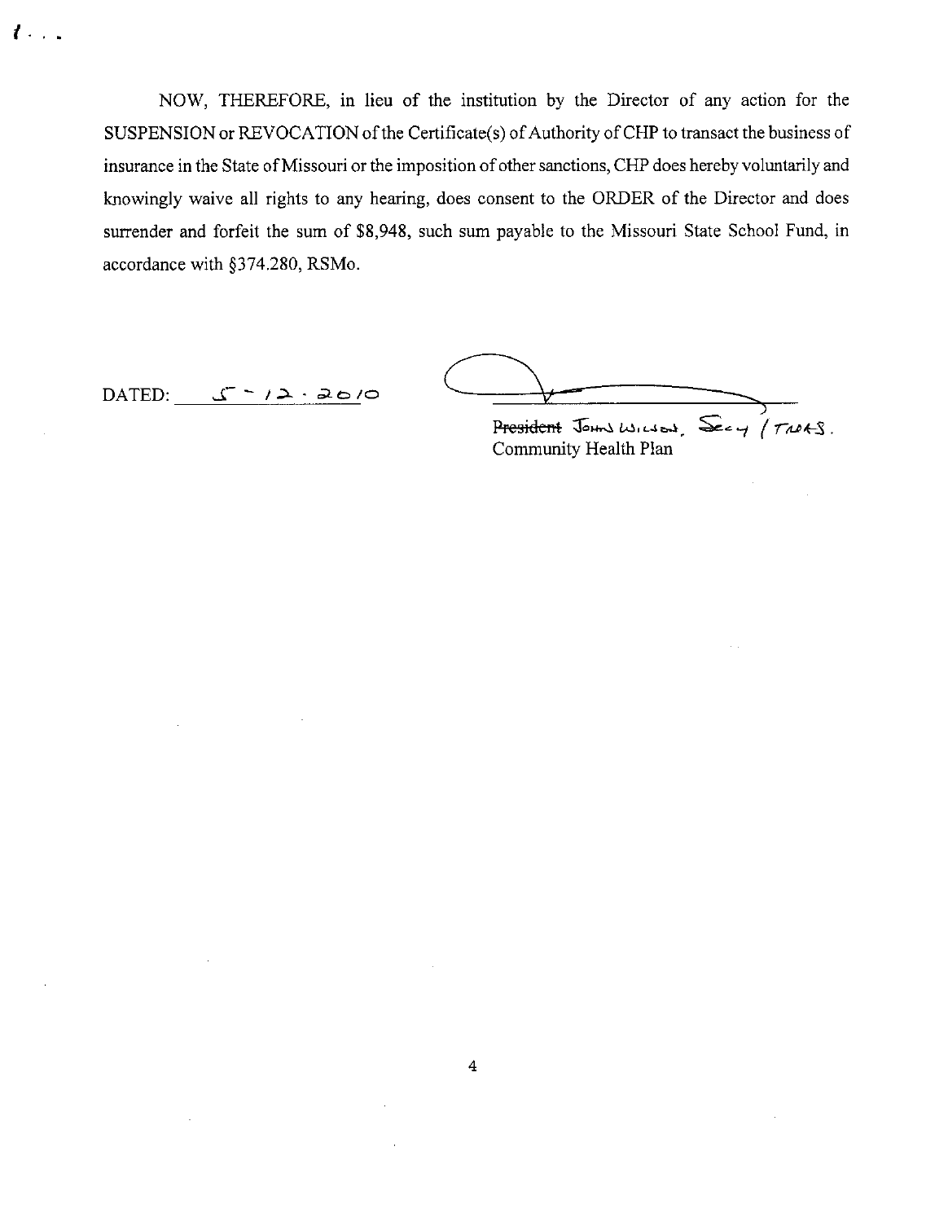NOW, THEREFORE, in lieu of the institution by the Director of any action for the SUSPENSION or REVOCATION of the Certificate(s) of Authority of CHP to transact the business of insurance in the State of Missouri or the imposition of other sanctions, CHP does hereby voluntarily and knowingly waive all rights to any hearing, does consent to the ORDER of the Director and does surrender and forfeit the sum of $8,948, such sum payable to the Missouri State School Fund, in accordance with §374.280, RSMo.

DATED: 5-12-2010

~~President~~ John Wilson, Secy / Treas.
Community Health Plan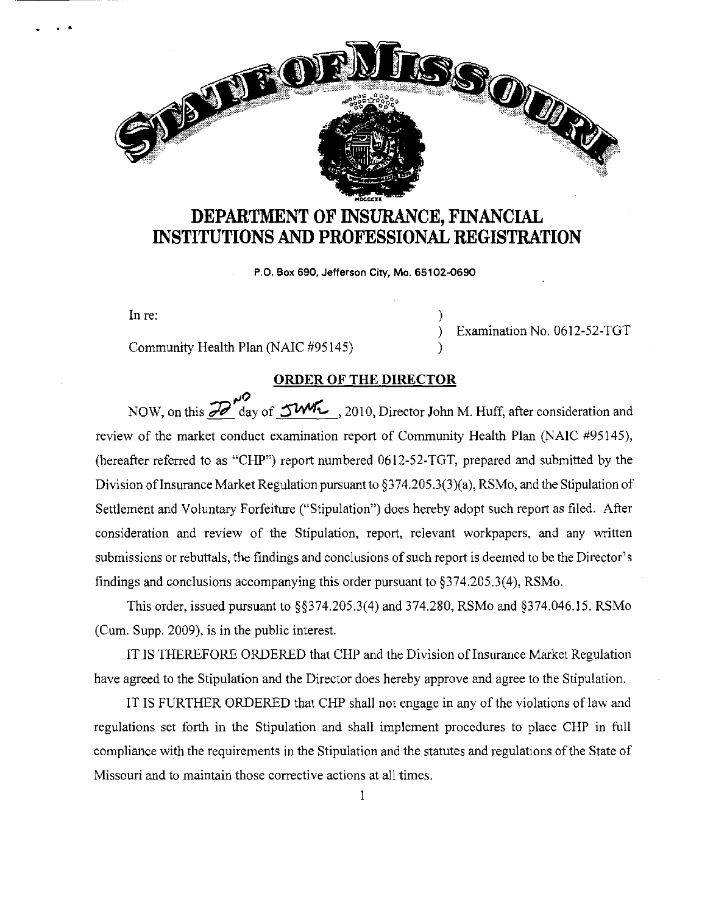# DEPARTMENT OF INSURANCE, FINANCIAL INSTITUTIONS AND PROFESSIONAL REGISTRATION

P.O. Box 690, Jefferson City, Mo. 65102-0690

In re: ) Examination No. 0612-52-TGT

Community Health Plan (NAIC #95145) )

## ORDER OF THE DIRECTOR

NOW, on this 22nd day of June, 2010, Director John M. Huff, after consideration and review of the market conduct examination report of Community Health Plan (NAIC #95145), (hereafter referred to as "CHP") report numbered 0612-52-TGT, prepared and submitted by the Division of Insurance Market Regulation pursuant to §374.205.3(3)(a), RSMo, and the Stipulation of Settlement and Voluntary Forfeiture ("Stipulation") does hereby adopt such report as filed. After consideration and review of the Stipulation, report, relevant workpapers, and any written submissions or rebuttals, the findings and conclusions of such report is deemed to be the Director's findings and conclusions accompanying this order pursuant to §374.205.3(4), RSMo.

This order, issued pursuant to §§374.205.3(4) and 374.280, RSMo and §374.046.15. RSMo (Cum. Supp. 2009), is in the public interest.

IT IS THEREFORE ORDERED that CHP and the Division of Insurance Market Regulation have agreed to the Stipulation and the Director does hereby approve and agree to the Stipulation.

IT IS FURTHER ORDERED that CHP shall not engage in any of the violations of law and regulations set forth in the Stipulation and shall implement procedures to place CHP in full compliance with the requirements in the Stipulation and the statutes and regulations of the State of Missouri and to maintain those corrective actions at all times.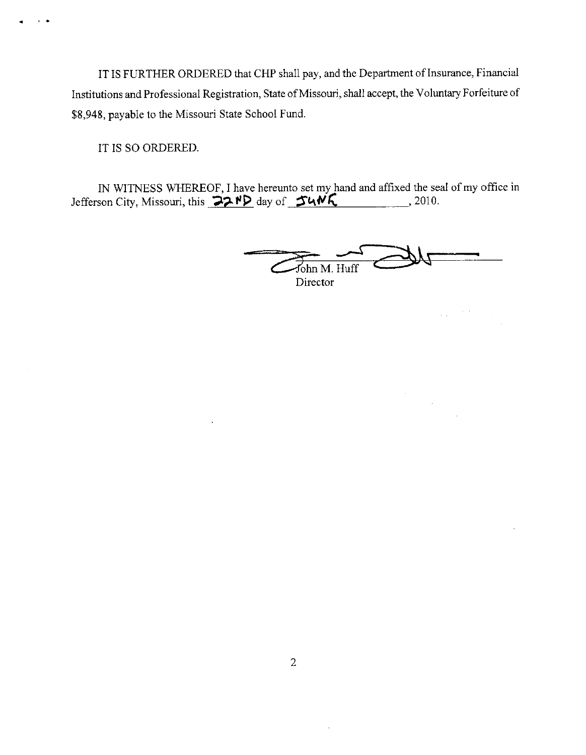IT IS FURTHER ORDERED that CHP shall pay, and the Department of Insurance, Financial Institutions and Professional Registration, State of Missouri, shall accept, the Voluntary Forfeiture of $8,948, payable to the Missouri State School Fund.

IT IS SO ORDERED.

IN WITNESS WHEREOF, I have hereunto set my hand and affixed the seal of my office in Jefferson City, Missouri, this 22ND day of JUNE, 2010.

John M. Huff
Director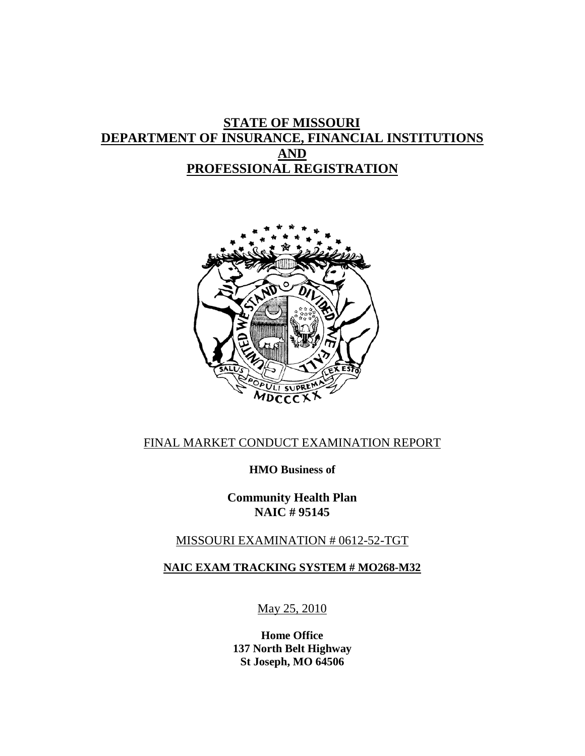# STATE OF MISSOURI
# DEPARTMENT OF INSURANCE, FINANCIAL INSTITUTIONS AND PROFESSIONAL REGISTRATION

FINAL MARKET CONDUCT EXAMINATION REPORT

**HMO Business of**

**Community Health Plan**
**NAIC # 95145**

MISSOURI EXAMINATION # 0612-52-TGT

**NAIC EXAM TRACKING SYSTEM # MO268-M32**

May 25, 2010

**Home Office**
**137 North Belt Highway**
**St Joseph, MO 64506**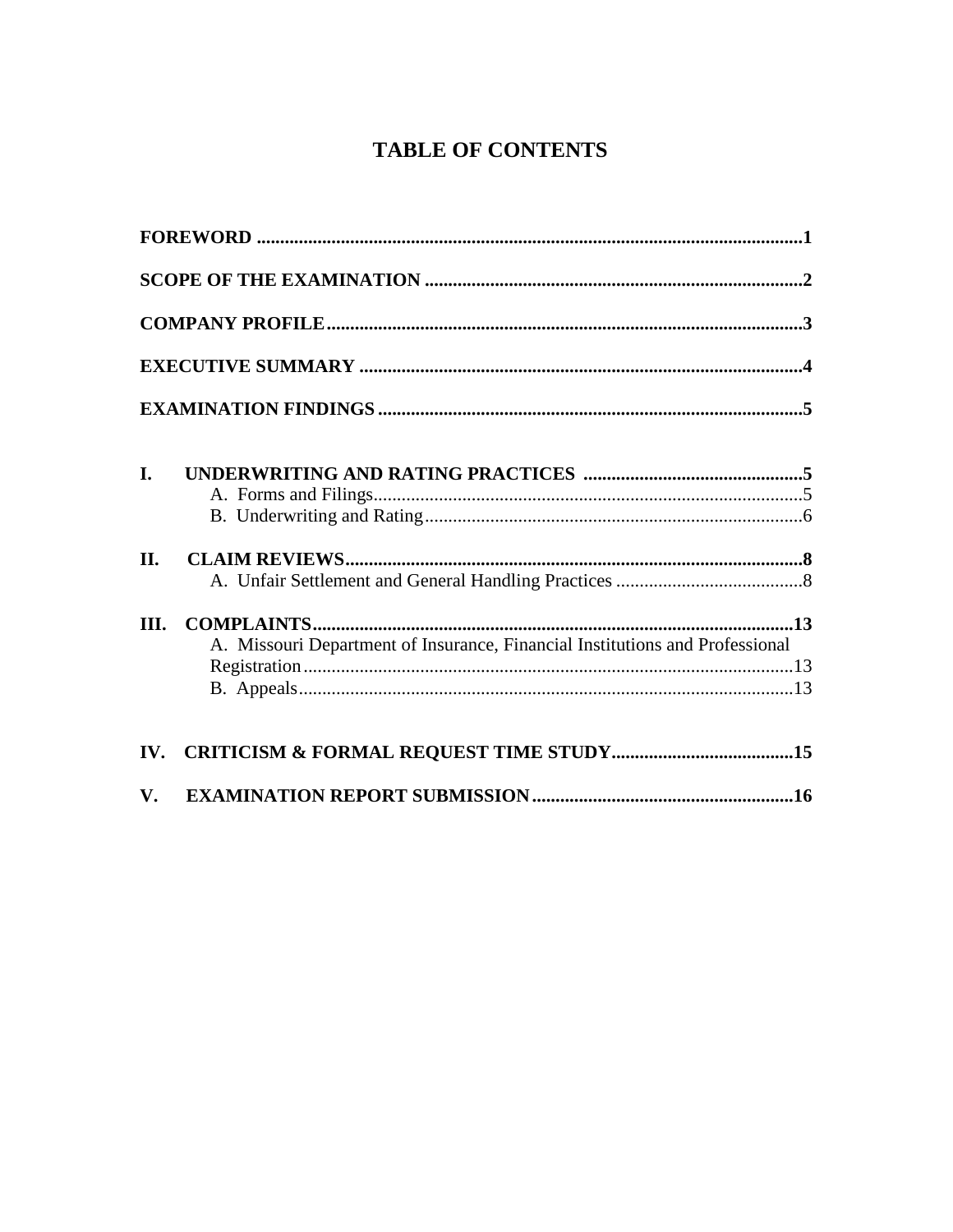# TABLE OF CONTENTS

**FOREWORD** .......... **1**

**SCOPE OF THE EXAMINATION** .......... **2**

**COMPANY PROFILE** .......... **3**

**EXECUTIVE SUMMARY** .......... **4**

**EXAMINATION FINDINGS** .......... **5**

**I. UNDERWRITING AND RATING PRACTICES** .......... **5**
- A. Forms and Filings .......... 5
- B. Underwriting and Rating .......... 6

**II. CLAIM REVIEWS** .......... **8**
- A. Unfair Settlement and General Handling Practices .......... 8

**III. COMPLAINTS** .......... **13**
- A. Missouri Department of Insurance, Financial Institutions and Professional Registration .......... 13
- B. Appeals .......... 13

**IV. CRITICISM & FORMAL REQUEST TIME STUDY** .......... **15**

**V. EXAMINATION REPORT SUBMISSION** .......... **16**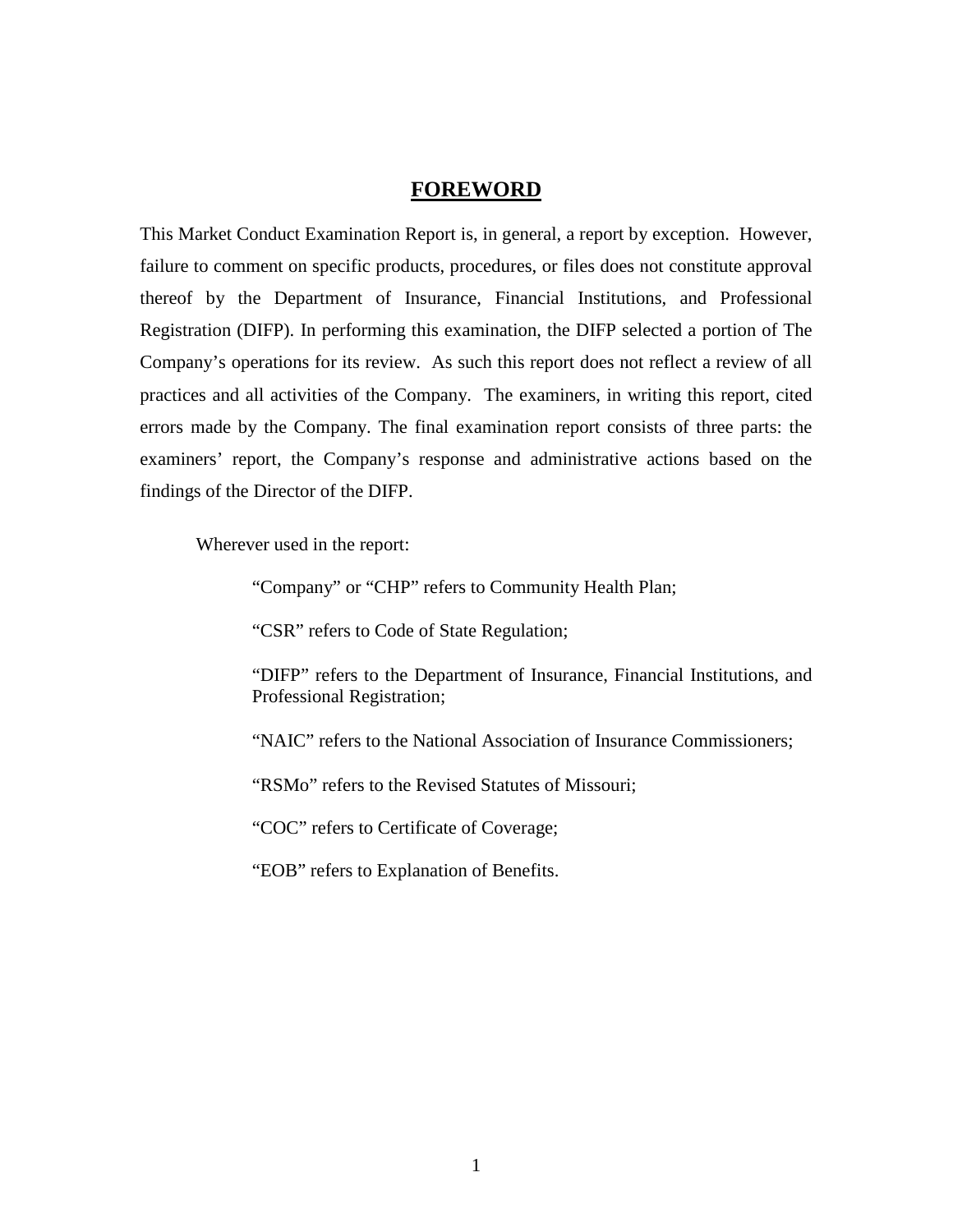# FOREWORD

This Market Conduct Examination Report is, in general, a report by exception. However, failure to comment on specific products, procedures, or files does not constitute approval thereof by the Department of Insurance, Financial Institutions, and Professional Registration (DIFP). In performing this examination, the DIFP selected a portion of The Company's operations for its review. As such this report does not reflect a review of all practices and all activities of the Company. The examiners, in writing this report, cited errors made by the Company. The final examination report consists of three parts: the examiners' report, the Company's response and administrative actions based on the findings of the Director of the DIFP.

Wherever used in the report:

"Company" or "CHP" refers to Community Health Plan;

"CSR" refers to Code of State Regulation;

"DIFP" refers to the Department of Insurance, Financial Institutions, and Professional Registration;

"NAIC" refers to the National Association of Insurance Commissioners;

"RSMo" refers to the Revised Statutes of Missouri;

"COC" refers to Certificate of Coverage;

"EOB" refers to Explanation of Benefits.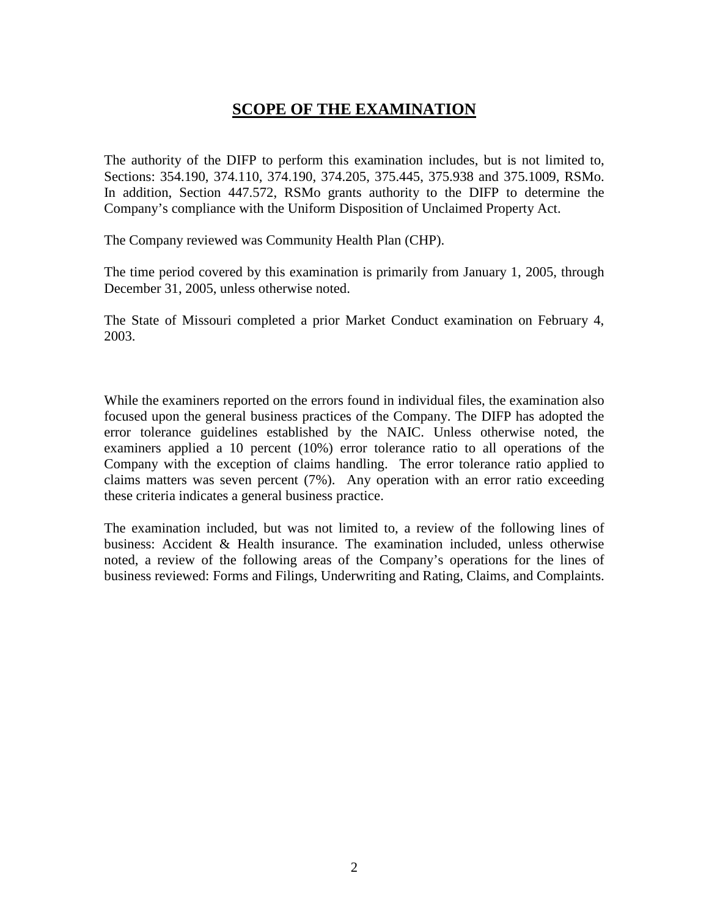# SCOPE OF THE EXAMINATION

The authority of the DIFP to perform this examination includes, but is not limited to, Sections: 354.190, 374.110, 374.190, 374.205, 375.445, 375.938 and 375.1009, RSMo. In addition, Section 447.572, RSMo grants authority to the DIFP to determine the Company's compliance with the Uniform Disposition of Unclaimed Property Act.

The Company reviewed was Community Health Plan (CHP).

The time period covered by this examination is primarily from January 1, 2005, through December 31, 2005, unless otherwise noted.

The State of Missouri completed a prior Market Conduct examination on February 4, 2003.

While the examiners reported on the errors found in individual files, the examination also focused upon the general business practices of the Company. The DIFP has adopted the error tolerance guidelines established by the NAIC. Unless otherwise noted, the examiners applied a 10 percent (10%) error tolerance ratio to all operations of the Company with the exception of claims handling. The error tolerance ratio applied to claims matters was seven percent (7%). Any operation with an error ratio exceeding these criteria indicates a general business practice.

The examination included, but was not limited to, a review of the following lines of business: Accident & Health insurance. The examination included, unless otherwise noted, a review of the following areas of the Company's operations for the lines of business reviewed: Forms and Filings, Underwriting and Rating, Claims, and Complaints.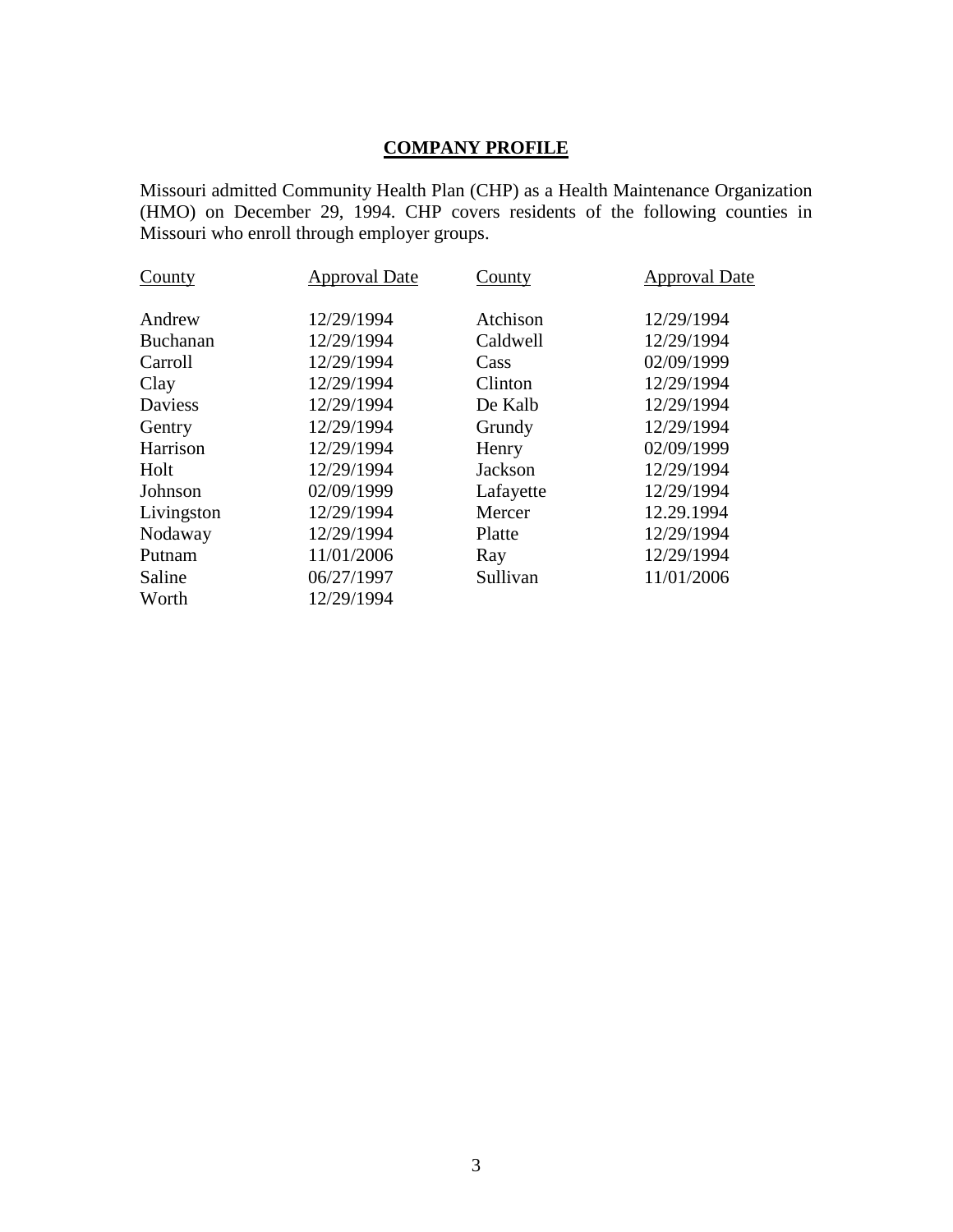## COMPANY PROFILE

Missouri admitted Community Health Plan (CHP) as a Health Maintenance Organization (HMO) on December 29, 1994. CHP covers residents of the following counties in Missouri who enroll through employer groups.

| County | Approval Date | County | Approval Date |
|---|---|---|---|
| Andrew | 12/29/1994 | Atchison | 12/29/1994 |
| Buchanan | 12/29/1994 | Caldwell | 12/29/1994 |
| Carroll | 12/29/1994 | Cass | 02/09/1999 |
| Clay | 12/29/1994 | Clinton | 12/29/1994 |
| Daviess | 12/29/1994 | De Kalb | 12/29/1994 |
| Gentry | 12/29/1994 | Grundy | 12/29/1994 |
| Harrison | 12/29/1994 | Henry | 02/09/1999 |
| Holt | 12/29/1994 | Jackson | 12/29/1994 |
| Johnson | 02/09/1999 | Lafayette | 12/29/1994 |
| Livingston | 12/29/1994 | Mercer | 12.29.1994 |
| Nodaway | 12/29/1994 | Platte | 12/29/1994 |
| Putnam | 11/01/2006 | Ray | 12/29/1994 |
| Saline | 06/27/1997 | Sullivan | 11/01/2006 |
| Worth | 12/29/1994 | | |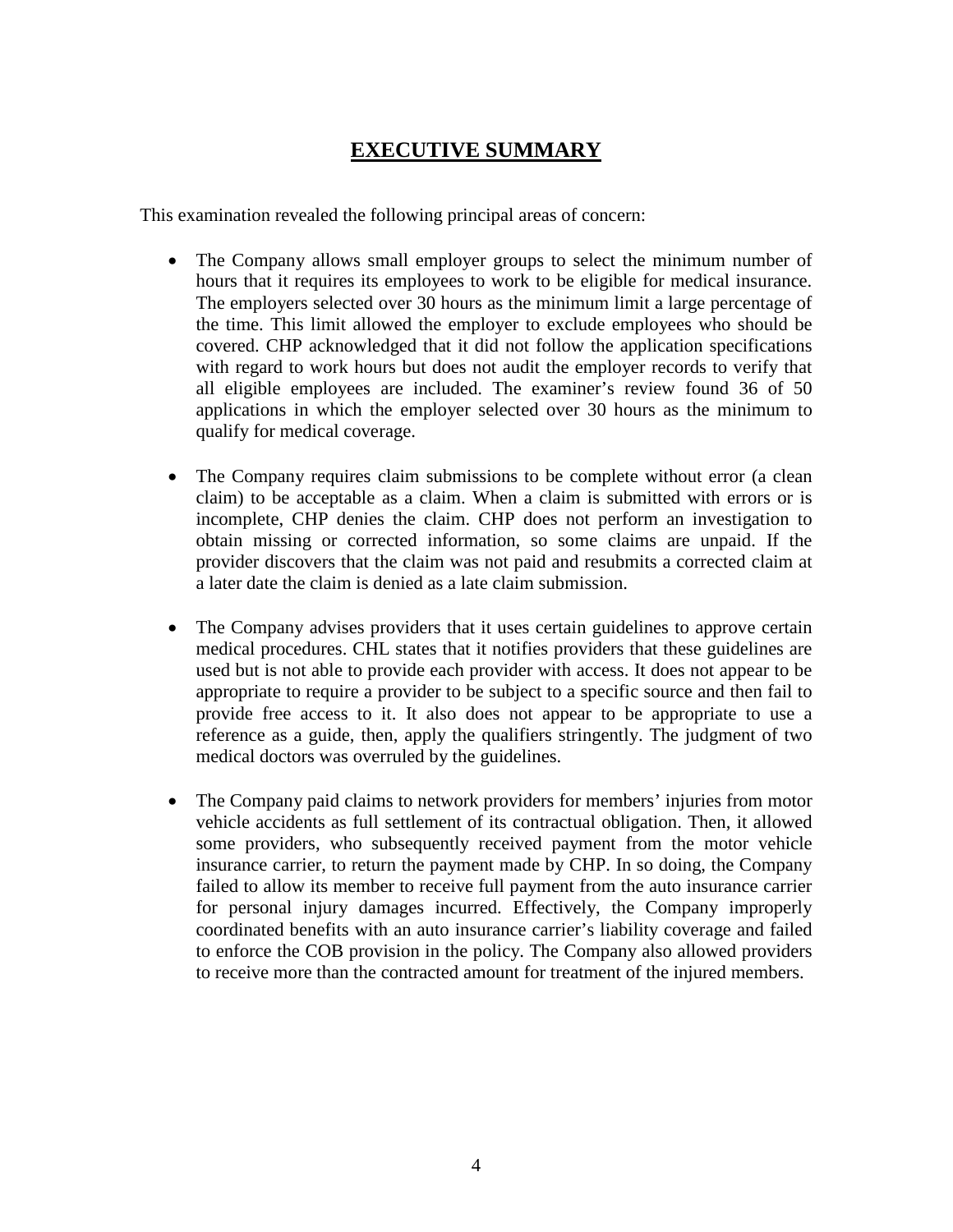## EXECUTIVE SUMMARY

This examination revealed the following principal areas of concern:

- The Company allows small employer groups to select the minimum number of hours that it requires its employees to work to be eligible for medical insurance. The employers selected over 30 hours as the minimum limit a large percentage of the time. This limit allowed the employer to exclude employees who should be covered. CHP acknowledged that it did not follow the application specifications with regard to work hours but does not audit the employer records to verify that all eligible employees are included. The examiner's review found 36 of 50 applications in which the employer selected over 30 hours as the minimum to qualify for medical coverage.

- The Company requires claim submissions to be complete without error (a clean claim) to be acceptable as a claim. When a claim is submitted with errors or is incomplete, CHP denies the claim. CHP does not perform an investigation to obtain missing or corrected information, so some claims are unpaid. If the provider discovers that the claim was not paid and resubmits a corrected claim at a later date the claim is denied as a late claim submission.

- The Company advises providers that it uses certain guidelines to approve certain medical procedures. CHL states that it notifies providers that these guidelines are used but is not able to provide each provider with access. It does not appear to be appropriate to require a provider to be subject to a specific source and then fail to provide free access to it. It also does not appear to be appropriate to use a reference as a guide, then, apply the qualifiers stringently. The judgment of two medical doctors was overruled by the guidelines.

- The Company paid claims to network providers for members' injuries from motor vehicle accidents as full settlement of its contractual obligation. Then, it allowed some providers, who subsequently received payment from the motor vehicle insurance carrier, to return the payment made by CHP. In so doing, the Company failed to allow its member to receive full payment from the auto insurance carrier for personal injury damages incurred. Effectively, the Company improperly coordinated benefits with an auto insurance carrier's liability coverage and failed to enforce the COB provision in the policy. The Company also allowed providers to receive more than the contracted amount for treatment of the injured members.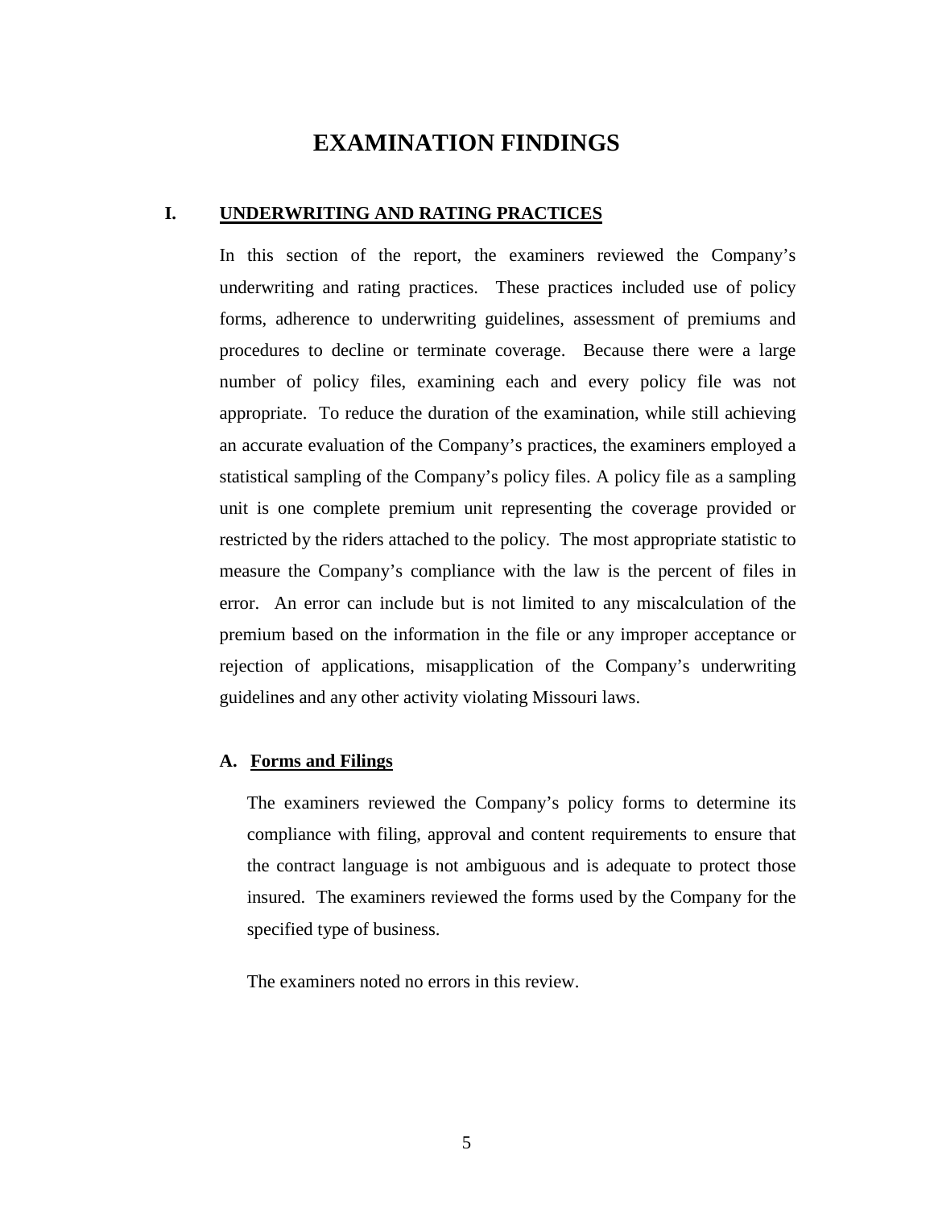# EXAMINATION FINDINGS

## I. UNDERWRITING AND RATING PRACTICES

In this section of the report, the examiners reviewed the Company's underwriting and rating practices. These practices included use of policy forms, adherence to underwriting guidelines, assessment of premiums and procedures to decline or terminate coverage. Because there were a large number of policy files, examining each and every policy file was not appropriate. To reduce the duration of the examination, while still achieving an accurate evaluation of the Company's practices, the examiners employed a statistical sampling of the Company's policy files. A policy file as a sampling unit is one complete premium unit representing the coverage provided or restricted by the riders attached to the policy. The most appropriate statistic to measure the Company's compliance with the law is the percent of files in error. An error can include but is not limited to any miscalculation of the premium based on the information in the file or any improper acceptance or rejection of applications, misapplication of the Company's underwriting guidelines and any other activity violating Missouri laws.

### A. Forms and Filings

The examiners reviewed the Company's policy forms to determine its compliance with filing, approval and content requirements to ensure that the contract language is not ambiguous and is adequate to protect those insured. The examiners reviewed the forms used by the Company for the specified type of business.

The examiners noted no errors in this review.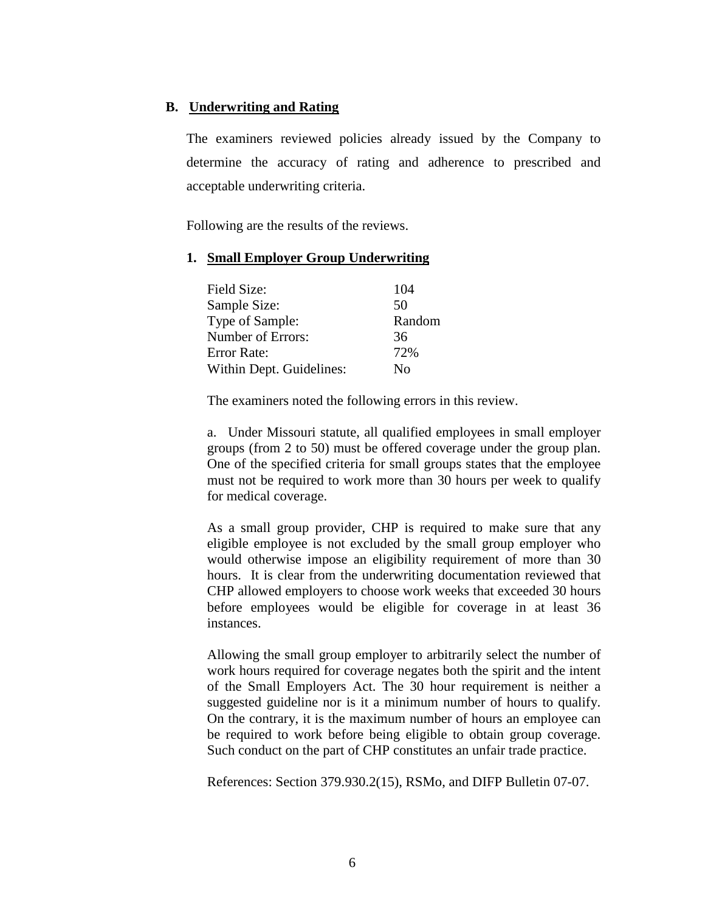### B. Underwriting and Rating

The examiners reviewed policies already issued by the Company to determine the accuracy of rating and adherence to prescribed and acceptable underwriting criteria.

Following are the results of the reviews.

#### 1. Small Employer Group Underwriting

| | |
|---|---|
| Field Size: | 104 |
| Sample Size: | 50 |
| Type of Sample: | Random |
| Number of Errors: | 36 |
| Error Rate: | 72% |
| Within Dept. Guidelines: | No |

The examiners noted the following errors in this review.

a. Under Missouri statute, all qualified employees in small employer groups (from 2 to 50) must be offered coverage under the group plan. One of the specified criteria for small groups states that the employee must not be required to work more than 30 hours per week to qualify for medical coverage.

As a small group provider, CHP is required to make sure that any eligible employee is not excluded by the small group employer who would otherwise impose an eligibility requirement of more than 30 hours. It is clear from the underwriting documentation reviewed that CHP allowed employers to choose work weeks that exceeded 30 hours before employees would be eligible for coverage in at least 36 instances.

Allowing the small group employer to arbitrarily select the number of work hours required for coverage negates both the spirit and the intent of the Small Employers Act. The 30 hour requirement is neither a suggested guideline nor is it a minimum number of hours to qualify. On the contrary, it is the maximum number of hours an employee can be required to work before being eligible to obtain group coverage. Such conduct on the part of CHP constitutes an unfair trade practice.

References: Section 379.930.2(15), RSMo, and DIFP Bulletin 07-07.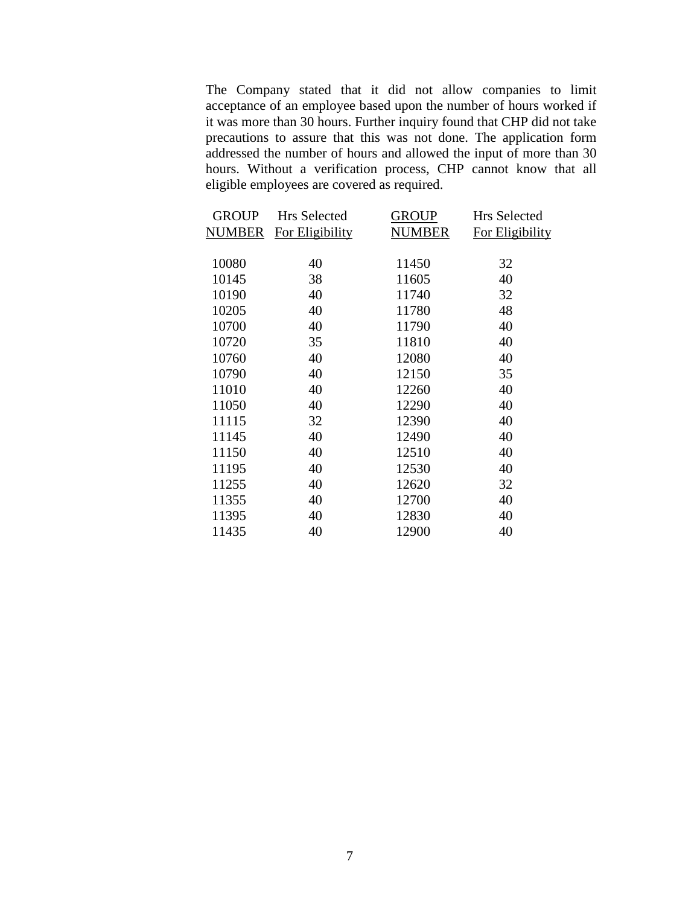The Company stated that it did not allow companies to limit acceptance of an employee based upon the number of hours worked if it was more than 30 hours. Further inquiry found that CHP did not take precautions to assure that this was not done. The application form addressed the number of hours and allowed the input of more than 30 hours. Without a verification process, CHP cannot know that all eligible employees are covered as required.

| GROUP NUMBER | Hrs Selected For Eligibility | GROUP NUMBER | Hrs Selected For Eligibility |
|---|---|---|---|
| 10080 | 40 | 11450 | 32 |
| 10145 | 38 | 11605 | 40 |
| 10190 | 40 | 11740 | 32 |
| 10205 | 40 | 11780 | 48 |
| 10700 | 40 | 11790 | 40 |
| 10720 | 35 | 11810 | 40 |
| 10760 | 40 | 12080 | 40 |
| 10790 | 40 | 12150 | 35 |
| 11010 | 40 | 12260 | 40 |
| 11050 | 40 | 12290 | 40 |
| 11115 | 32 | 12390 | 40 |
| 11145 | 40 | 12490 | 40 |
| 11150 | 40 | 12510 | 40 |
| 11195 | 40 | 12530 | 40 |
| 11255 | 40 | 12620 | 32 |
| 11355 | 40 | 12700 | 40 |
| 11395 | 40 | 12830 | 40 |
| 11435 | 40 | 12900 | 40 |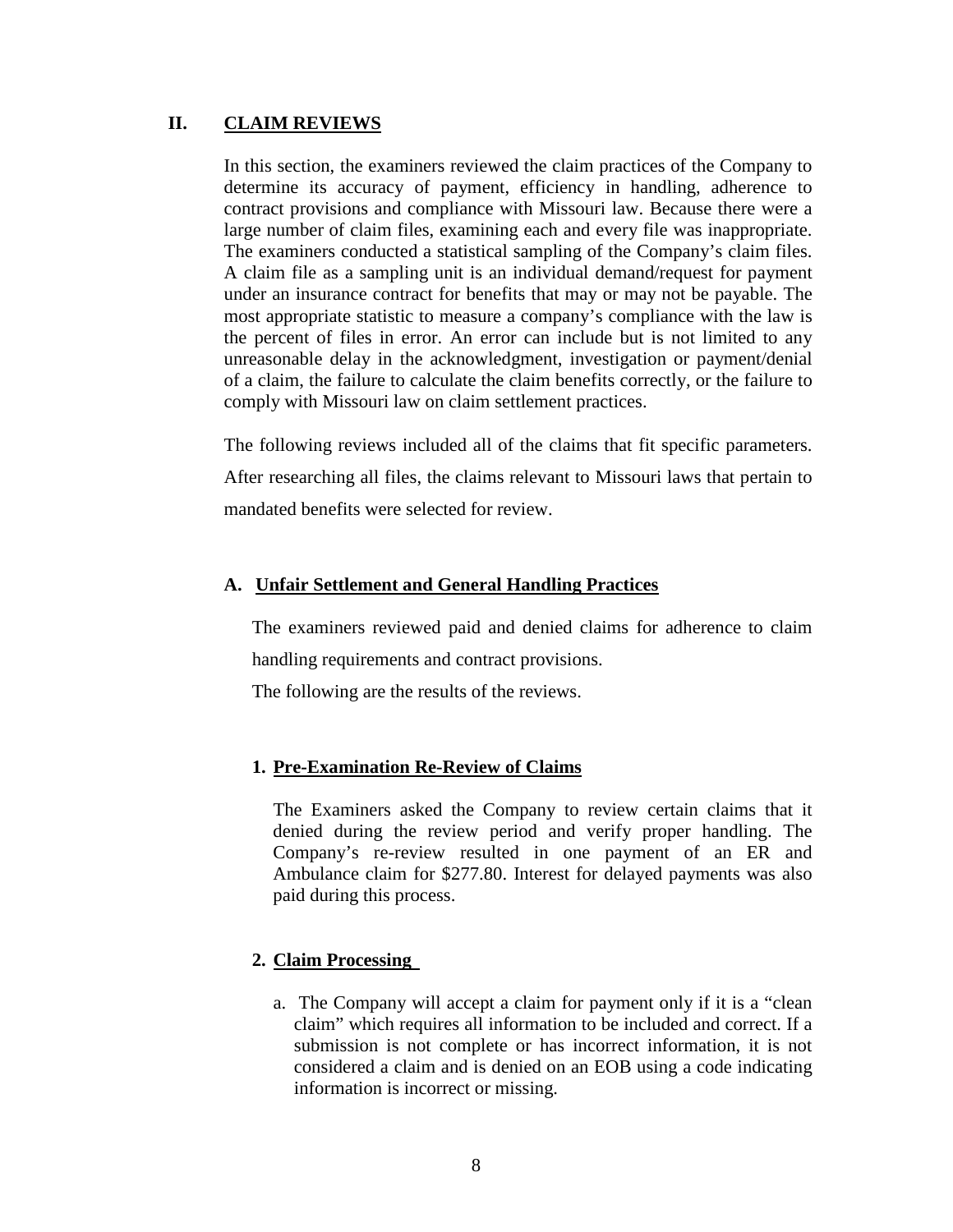## II. CLAIM REVIEWS

In this section, the examiners reviewed the claim practices of the Company to determine its accuracy of payment, efficiency in handling, adherence to contract provisions and compliance with Missouri law. Because there were a large number of claim files, examining each and every file was inappropriate. The examiners conducted a statistical sampling of the Company's claim files. A claim file as a sampling unit is an individual demand/request for payment under an insurance contract for benefits that may or may not be payable. The most appropriate statistic to measure a company's compliance with the law is the percent of files in error. An error can include but is not limited to any unreasonable delay in the acknowledgment, investigation or payment/denial of a claim, the failure to calculate the claim benefits correctly, or the failure to comply with Missouri law on claim settlement practices.

The following reviews included all of the claims that fit specific parameters. After researching all files, the claims relevant to Missouri laws that pertain to mandated benefits were selected for review.

### A. Unfair Settlement and General Handling Practices

The examiners reviewed paid and denied claims for adherence to claim handling requirements and contract provisions.

The following are the results of the reviews.

#### 1. Pre-Examination Re-Review of Claims

The Examiners asked the Company to review certain claims that it denied during the review period and verify proper handling. The Company's re-review resulted in one payment of an ER and Ambulance claim for $277.80. Interest for delayed payments was also paid during this process.

#### 2. Claim Processing

a. The Company will accept a claim for payment only if it is a "clean claim" which requires all information to be included and correct. If a submission is not complete or has incorrect information, it is not considered a claim and is denied on an EOB using a code indicating information is incorrect or missing.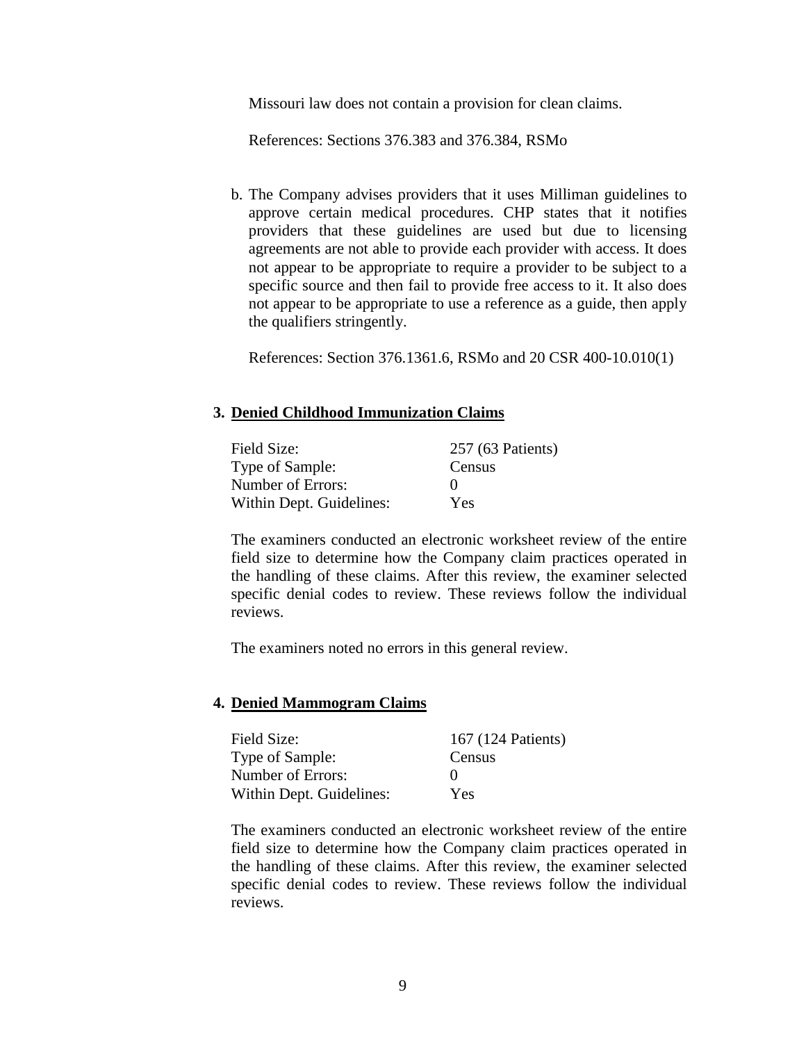Missouri law does not contain a provision for clean claims.

References: Sections 376.383 and 376.384, RSMo

b. The Company advises providers that it uses Milliman guidelines to approve certain medical procedures. CHP states that it notifies providers that these guidelines are used but due to licensing agreements are not able to provide each provider with access. It does not appear to be appropriate to require a provider to be subject to a specific source and then fail to provide free access to it. It also does not appear to be appropriate to use a reference as a guide, then apply the qualifiers stringently.

   References: Section 376.1361.6, RSMo and 20 CSR 400-10.010(1)

### 3. Denied Childhood Immunization Claims

| | |
|---|---|
| Field Size: | 257 (63 Patients) |
| Type of Sample: | Census |
| Number of Errors: | 0 |
| Within Dept. Guidelines: | Yes |

The examiners conducted an electronic worksheet review of the entire field size to determine how the Company claim practices operated in the handling of these claims. After this review, the examiner selected specific denial codes to review. These reviews follow the individual reviews.

The examiners noted no errors in this general review.

### 4. Denied Mammogram Claims

| | |
|---|---|
| Field Size: | 167 (124 Patients) |
| Type of Sample: | Census |
| Number of Errors: | 0 |
| Within Dept. Guidelines: | Yes |

The examiners conducted an electronic worksheet review of the entire field size to determine how the Company claim practices operated in the handling of these claims. After this review, the examiner selected specific denial codes to review. These reviews follow the individual reviews.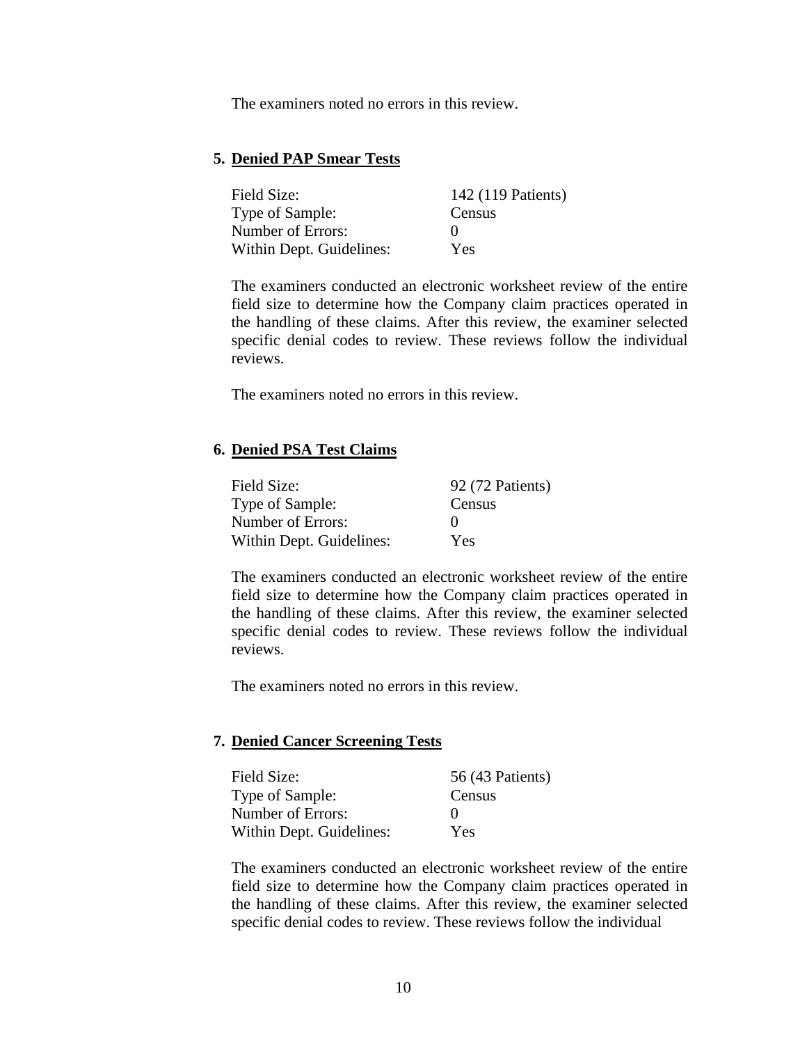The examiners noted no errors in this review.

### 5. Denied PAP Smear Tests

| | |
|---|---|
| Field Size: | 142 (119 Patients) |
| Type of Sample: | Census |
| Number of Errors: | 0 |
| Within Dept. Guidelines: | Yes |

The examiners conducted an electronic worksheet review of the entire field size to determine how the Company claim practices operated in the handling of these claims. After this review, the examiner selected specific denial codes to review. These reviews follow the individual reviews.

The examiners noted no errors in this review.

### 6. Denied PSA Test Claims

| | |
|---|---|
| Field Size: | 92 (72 Patients) |
| Type of Sample: | Census |
| Number of Errors: | 0 |
| Within Dept. Guidelines: | Yes |

The examiners conducted an electronic worksheet review of the entire field size to determine how the Company claim practices operated in the handling of these claims. After this review, the examiner selected specific denial codes to review. These reviews follow the individual reviews.

The examiners noted no errors in this review.

### 7. Denied Cancer Screening Tests

| | |
|---|---|
| Field Size: | 56 (43 Patients) |
| Type of Sample: | Census |
| Number of Errors: | 0 |
| Within Dept. Guidelines: | Yes |

The examiners conducted an electronic worksheet review of the entire field size to determine how the Company claim practices operated in the handling of these claims. After this review, the examiner selected specific denial codes to review. These reviews follow the individual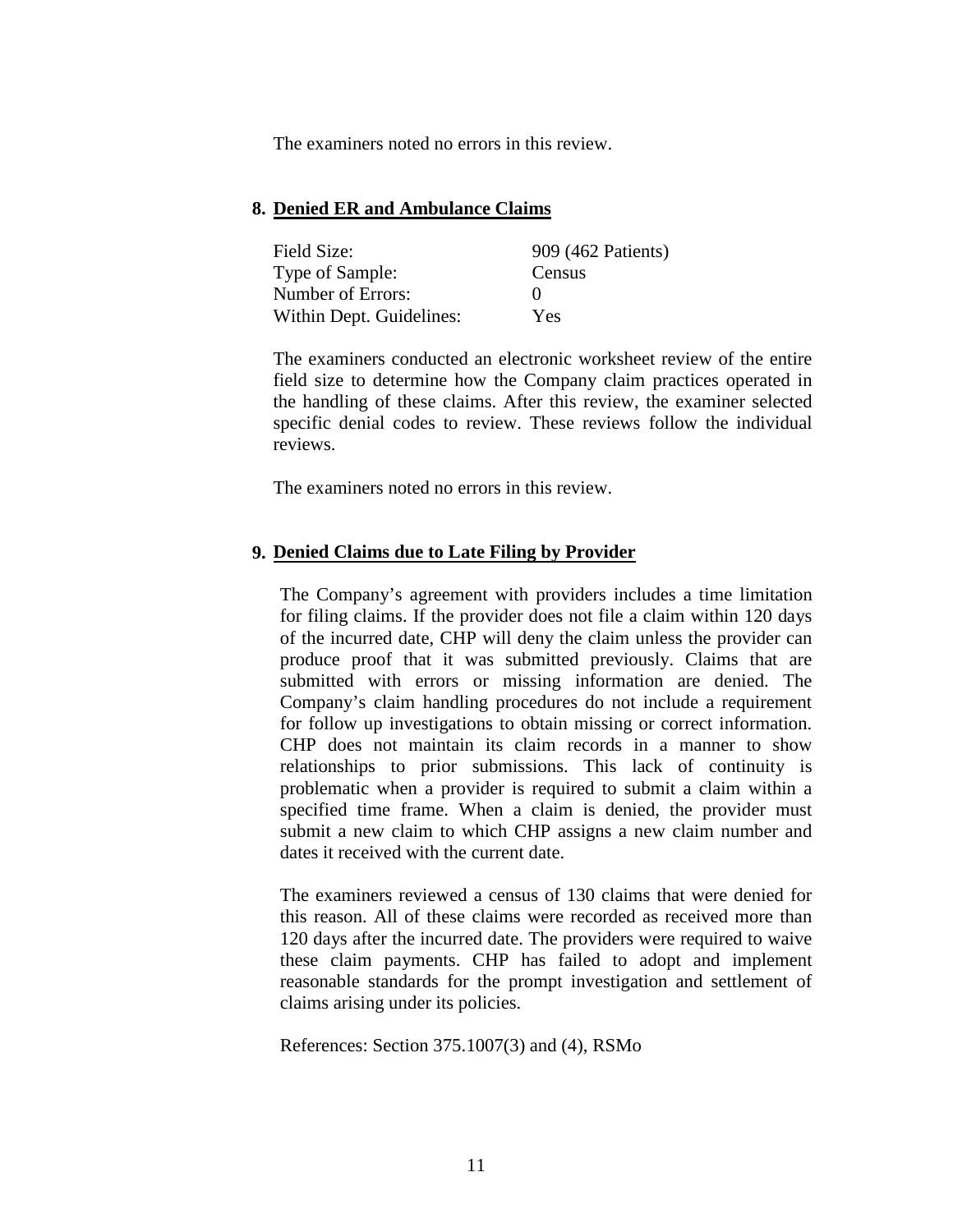The examiners noted no errors in this review.

### 8. Denied ER and Ambulance Claims

| | |
|---|---|
| Field Size: | 909 (462 Patients) |
| Type of Sample: | Census |
| Number of Errors: | 0 |
| Within Dept. Guidelines: | Yes |

The examiners conducted an electronic worksheet review of the entire field size to determine how the Company claim practices operated in the handling of these claims. After this review, the examiner selected specific denial codes to review. These reviews follow the individual reviews.

The examiners noted no errors in this review.

### 9. Denied Claims due to Late Filing by Provider

The Company's agreement with providers includes a time limitation for filing claims. If the provider does not file a claim within 120 days of the incurred date, CHP will deny the claim unless the provider can produce proof that it was submitted previously. Claims that are submitted with errors or missing information are denied. The Company's claim handling procedures do not include a requirement for follow up investigations to obtain missing or correct information. CHP does not maintain its claim records in a manner to show relationships to prior submissions. This lack of continuity is problematic when a provider is required to submit a claim within a specified time frame. When a claim is denied, the provider must submit a new claim to which CHP assigns a new claim number and dates it received with the current date.

The examiners reviewed a census of 130 claims that were denied for this reason. All of these claims were recorded as received more than 120 days after the incurred date. The providers were required to waive these claim payments. CHP has failed to adopt and implement reasonable standards for the prompt investigation and settlement of claims arising under its policies.

References: Section 375.1007(3) and (4), RSMo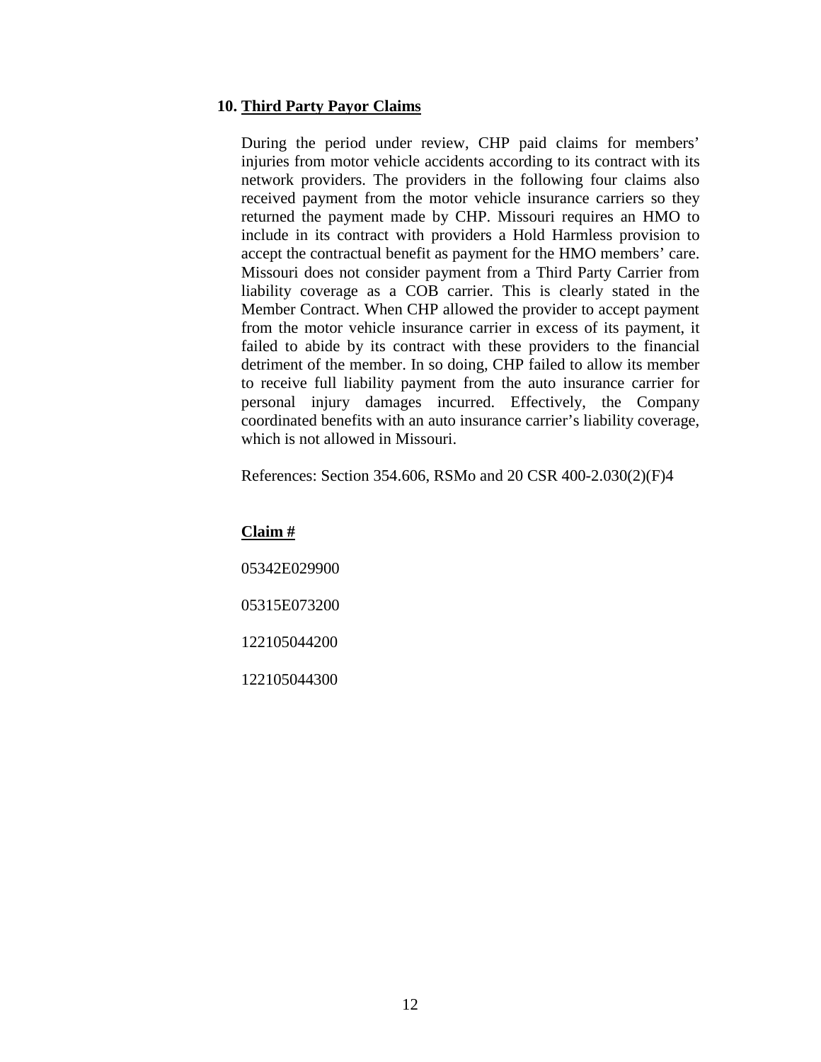**10. Third Party Payor Claims**

During the period under review, CHP paid claims for members' injuries from motor vehicle accidents according to its contract with its network providers. The providers in the following four claims also received payment from the motor vehicle insurance carriers so they returned the payment made by CHP. Missouri requires an HMO to include in its contract with providers a Hold Harmless provision to accept the contractual benefit as payment for the HMO members' care. Missouri does not consider payment from a Third Party Carrier from liability coverage as a COB carrier. This is clearly stated in the Member Contract. When CHP allowed the provider to accept payment from the motor vehicle insurance carrier in excess of its payment, it failed to abide by its contract with these providers to the financial detriment of the member. In so doing, CHP failed to allow its member to receive full liability payment from the auto insurance carrier for personal injury damages incurred. Effectively, the Company coordinated benefits with an auto insurance carrier's liability coverage, which is not allowed in Missouri.

References: Section 354.606, RSMo and 20 CSR 400-2.030(2)(F)4

**Claim #**

05342E029900

05315E073200

122105044200

122105044300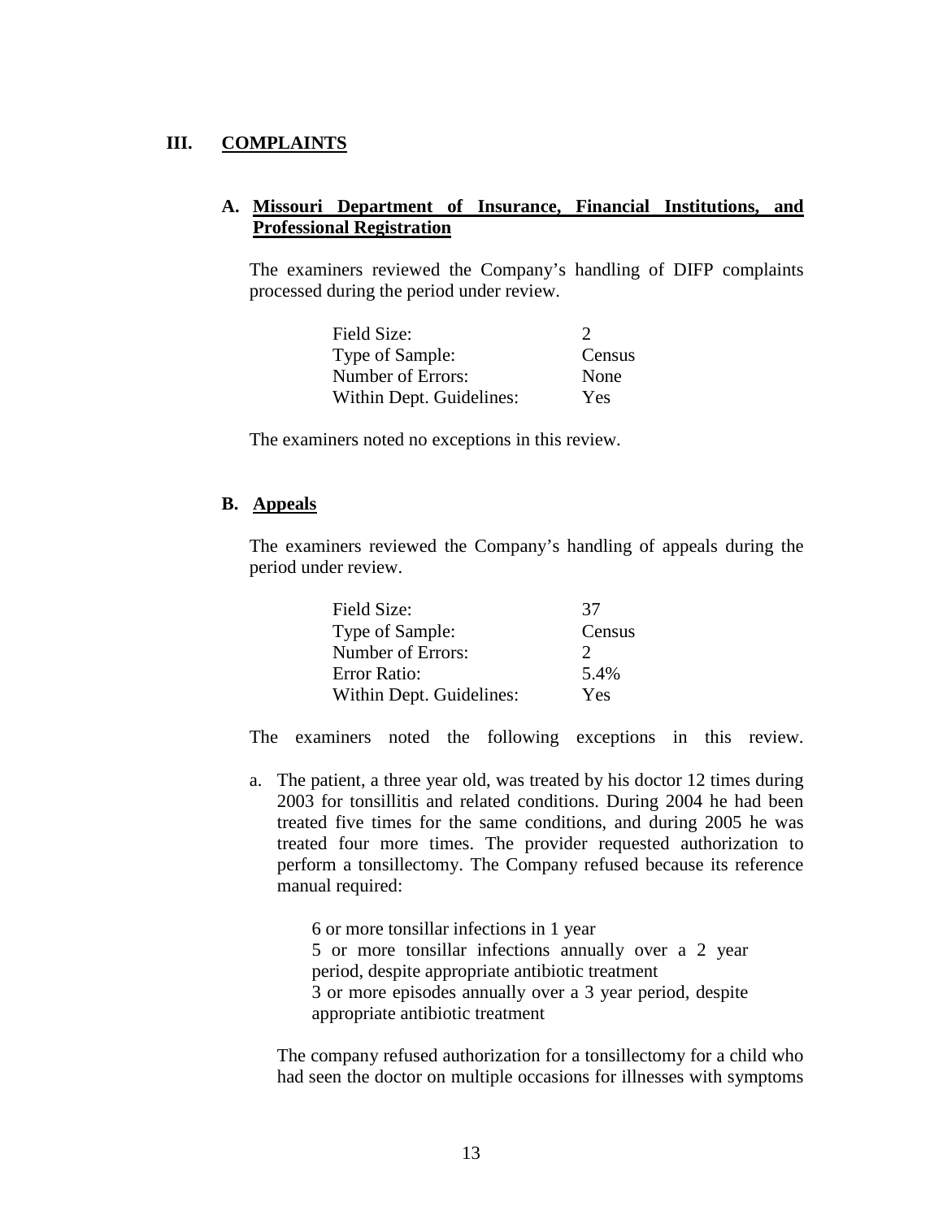## III. COMPLAINTS

### A. Missouri Department of Insurance, Financial Institutions, and Professional Registration

The examiners reviewed the Company's handling of DIFP complaints processed during the period under review.

| | |
|---|---|
| Field Size: | 2 |
| Type of Sample: | Census |
| Number of Errors: | None |
| Within Dept. Guidelines: | Yes |

The examiners noted no exceptions in this review.

### B. Appeals

The examiners reviewed the Company's handling of appeals during the period under review.

| | |
|---|---|
| Field Size: | 37 |
| Type of Sample: | Census |
| Number of Errors: | 2 |
| Error Ratio: | 5.4% |
| Within Dept. Guidelines: | Yes |

The examiners noted the following exceptions in this review.

a. The patient, a three year old, was treated by his doctor 12 times during 2003 for tonsillitis and related conditions. During 2004 he had been treated five times for the same conditions, and during 2005 he was treated four more times. The provider requested authorization to perform a tonsillectomy. The Company refused because its reference manual required:

   6 or more tonsillar infections in 1 year
   5 or more tonsillar infections annually over a 2 year period, despite appropriate antibiotic treatment
   3 or more episodes annually over a 3 year period, despite appropriate antibiotic treatment

   The company refused authorization for a tonsillectomy for a child who had seen the doctor on multiple occasions for illnesses with symptoms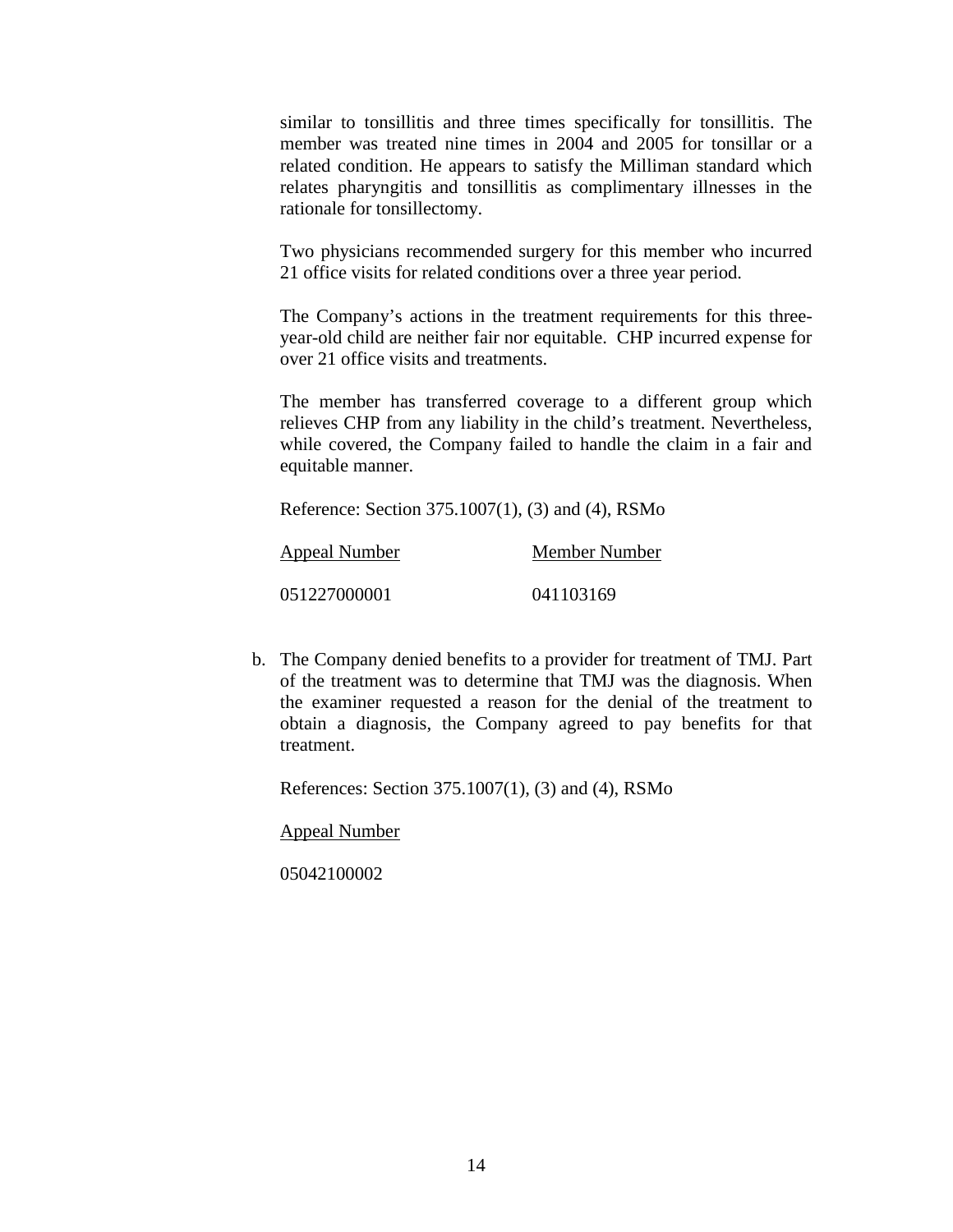similar to tonsillitis and three times specifically for tonsillitis. The member was treated nine times in 2004 and 2005 for tonsillar or a related condition. He appears to satisfy the Milliman standard which relates pharyngitis and tonsillitis as complimentary illnesses in the rationale for tonsillectomy.

Two physicians recommended surgery for this member who incurred 21 office visits for related conditions over a three year period.

The Company's actions in the treatment requirements for this three-year-old child are neither fair nor equitable. CHP incurred expense for over 21 office visits and treatments.

The member has transferred coverage to a different group which relieves CHP from any liability in the child's treatment. Nevertheless, while covered, the Company failed to handle the claim in a fair and equitable manner.

Reference: Section 375.1007(1), (3) and (4), RSMo

| Appeal Number | Member Number |
|---|---|
| 051227000001 | 041103169 |

b. The Company denied benefits to a provider for treatment of TMJ. Part of the treatment was to determine that TMJ was the diagnosis. When the examiner requested a reason for the denial of the treatment to obtain a diagnosis, the Company agreed to pay benefits for that treatment.

   References: Section 375.1007(1), (3) and (4), RSMo

   Appeal Number

   05042100002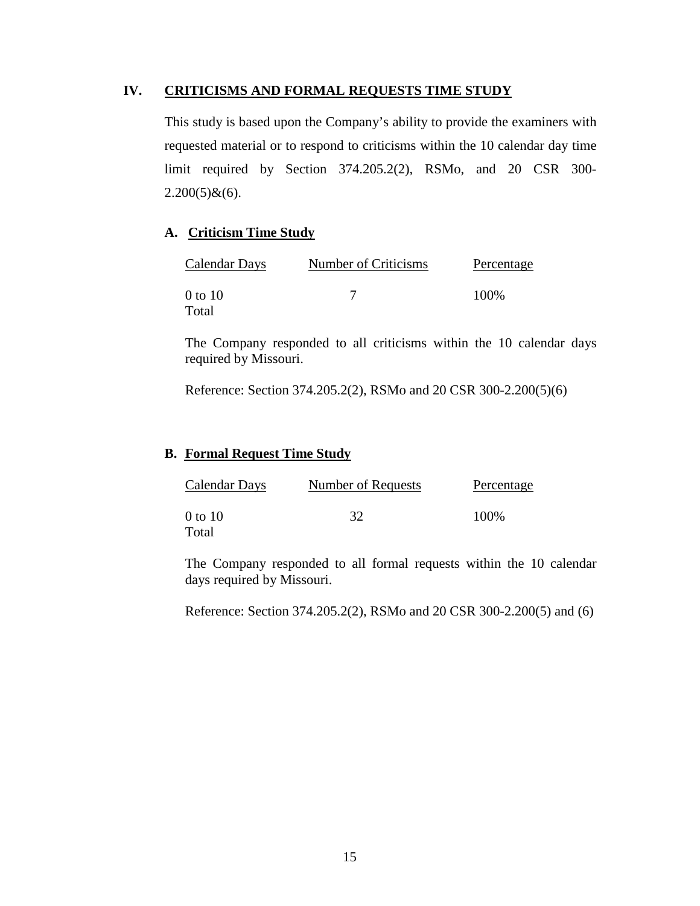## IV. CRITICISMS AND FORMAL REQUESTS TIME STUDY

This study is based upon the Company's ability to provide the examiners with requested material or to respond to criticisms within the 10 calendar day time limit required by Section 374.205.2(2), RSMo, and 20 CSR 300-2.200(5)&(6).

### A. Criticism Time Study

| Calendar Days | Number of Criticisms | Percentage |
|---|---|---|
| 0 to 10 | 7 | 100% |
| Total | | |

The Company responded to all criticisms within the 10 calendar days required by Missouri.

Reference: Section 374.205.2(2), RSMo and 20 CSR 300-2.200(5)(6)

### B. Formal Request Time Study

| Calendar Days | Number of Requests | Percentage |
|---|---|---|
| 0 to 10 | 32 | 100% |
| Total | | |

The Company responded to all formal requests within the 10 calendar days required by Missouri.

Reference: Section 374.205.2(2), RSMo and 20 CSR 300-2.200(5) and (6)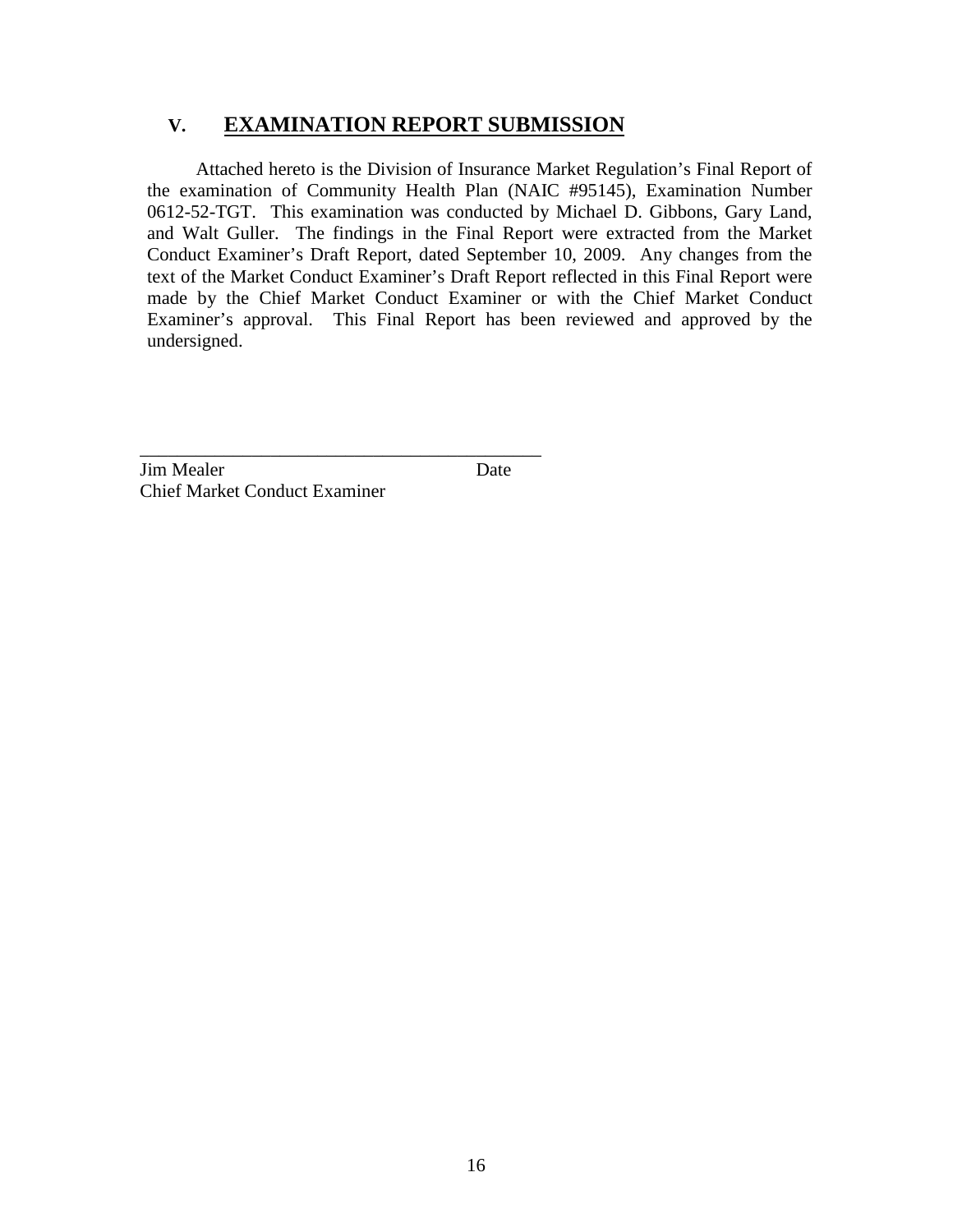## V. EXAMINATION REPORT SUBMISSION

Attached hereto is the Division of Insurance Market Regulation's Final Report of the examination of Community Health Plan (NAIC #95145), Examination Number 0612-52-TGT. This examination was conducted by Michael D. Gibbons, Gary Land, and Walt Guller. The findings in the Final Report were extracted from the Market Conduct Examiner's Draft Report, dated September 10, 2009. Any changes from the text of the Market Conduct Examiner's Draft Report reflected in this Final Report were made by the Chief Market Conduct Examiner or with the Chief Market Conduct Examiner's approval. This Final Report has been reviewed and approved by the undersigned.

\_\_\_\_\_\_\_\_\_\_\_\_\_\_\_\_\_\_\_\_\_\_\_\_\_\_\_\_\_\_\_\_\_\_\_\_\_\_\_\_\_\_\_\_

Jim Mealer                                        Date

Chief Market Conduct Examiner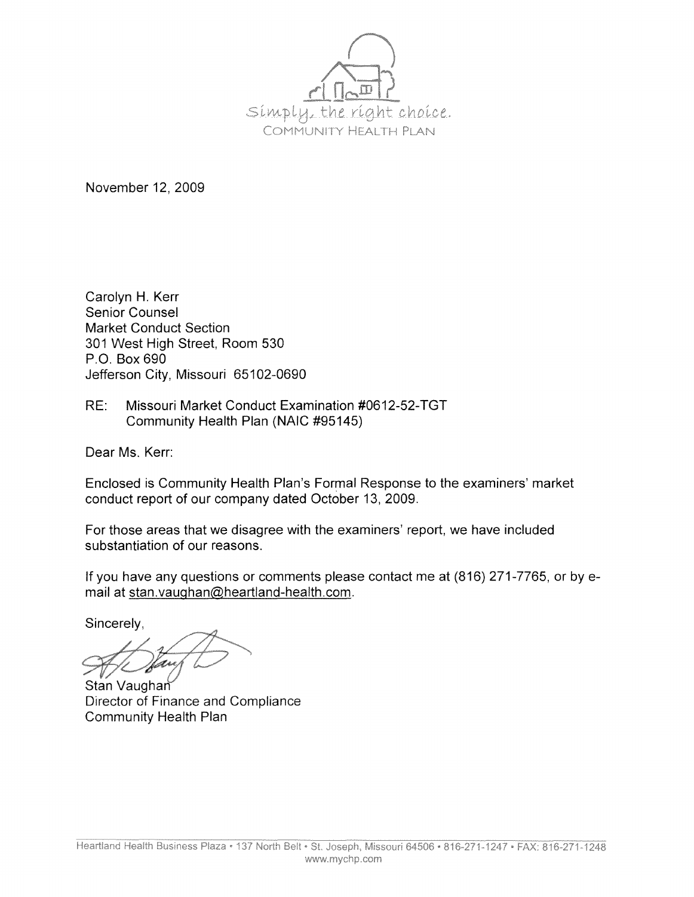Simply, the right choice.
COMMUNITY HEALTH PLAN

November 12, 2009

Carolyn H. Kerr
Senior Counsel
Market Conduct Section
301 West High Street, Room 530
P.O. Box 690
Jefferson City, Missouri 65102-0690

RE: Missouri Market Conduct Examination #0612-52-TGT
Community Health Plan (NAIC #95145)

Dear Ms. Kerr:

Enclosed is Community Health Plan's Formal Response to the examiners' market conduct report of our company dated October 13, 2009.

For those areas that we disagree with the examiners' report, we have included substantiation of our reasons.

If you have any questions or comments please contact me at (816) 271-7765, or by e-mail at stan.vaughan@heartland-health.com.

Sincerely,

Stan Vaughan
Director of Finance and Compliance
Community Health Plan

Heartland Health Business Plaza • 137 North Belt • St. Joseph, Missouri 64506 • 816-271-1247 • FAX: 816-271-1248
www.mychp.com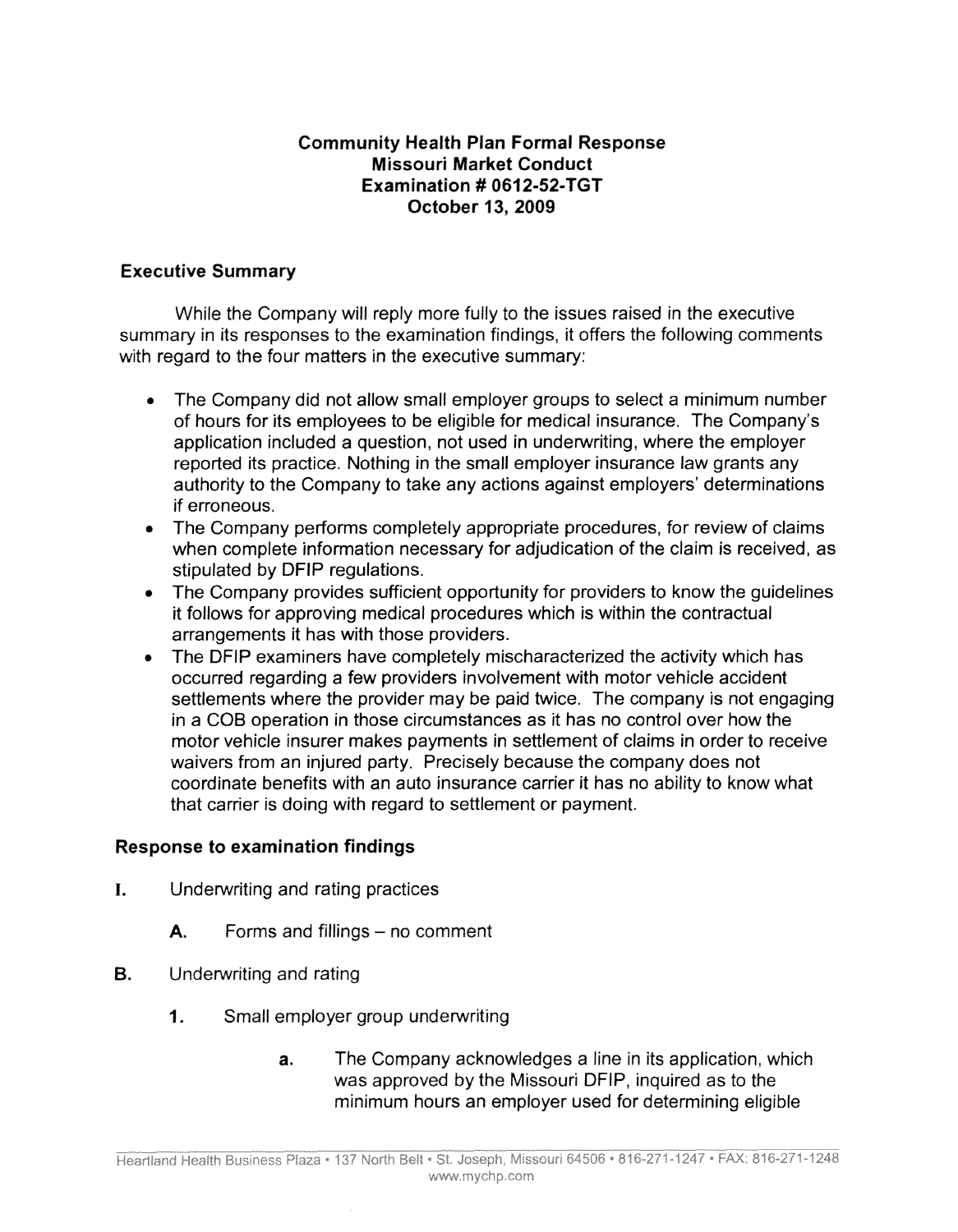**Community Health Plan Formal Response**
**Missouri Market Conduct**
**Examination # 0612-52-TGT**
**October 13, 2009**

## Executive Summary

While the Company will reply more fully to the issues raised in the executive summary in its responses to the examination findings, it offers the following comments with regard to the four matters in the executive summary:

- The Company did not allow small employer groups to select a minimum number of hours for its employees to be eligible for medical insurance. The Company's application included a question, not used in underwriting, where the employer reported its practice. Nothing in the small employer insurance law grants any authority to the Company to take any actions against employers' determinations if erroneous.
- The Company performs completely appropriate procedures, for review of claims when complete information necessary for adjudication of the claim is received, as stipulated by DFIP regulations.
- The Company provides sufficient opportunity for providers to know the guidelines it follows for approving medical procedures which is within the contractual arrangements it has with those providers.
- The DFIP examiners have completely mischaracterized the activity which has occurred regarding a few providers involvement with motor vehicle accident settlements where the provider may be paid twice. The company is not engaging in a COB operation in those circumstances as it has no control over how the motor vehicle insurer makes payments in settlement of claims in order to receive waivers from an injured party. Precisely because the company does not coordinate benefits with an auto insurance carrier it has no ability to know what that carrier is doing with regard to settlement or payment.

## Response to examination findings

**I.** Underwriting and rating practices

**A.** Forms and fillings – no comment

**B.** Underwriting and rating

**1.** Small employer group underwriting

**a.** The Company acknowledges a line in its application, which was approved by the Missouri DFIP, inquired as to the minimum hours an employer used for determining eligible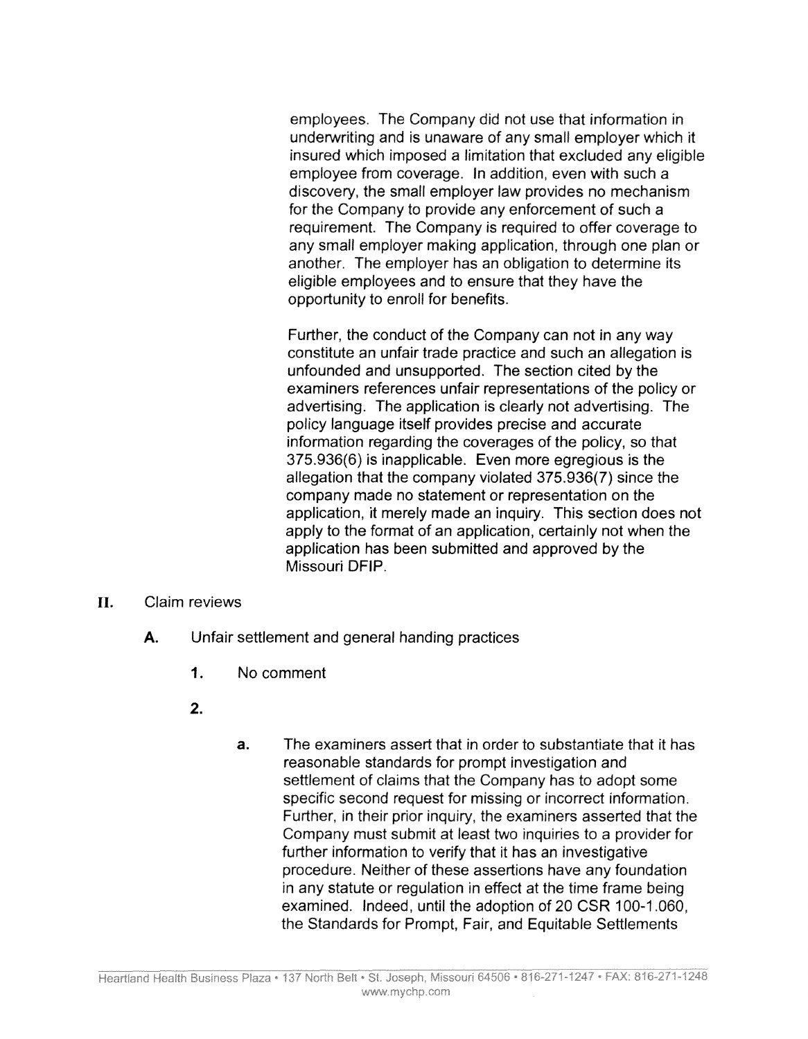employees. The Company did not use that information in underwriting and is unaware of any small employer which it insured which imposed a limitation that excluded any eligible employee from coverage. In addition, even with such a discovery, the small employer law provides no mechanism for the Company to provide any enforcement of such a requirement. The Company is required to offer coverage to any small employer making application, through one plan or another. The employer has an obligation to determine its eligible employees and to ensure that they have the opportunity to enroll for benefits.

Further, the conduct of the Company can not in any way constitute an unfair trade practice and such an allegation is unfounded and unsupported. The section cited by the examiners references unfair representations of the policy or advertising. The application is clearly not advertising. The policy language itself provides precise and accurate information regarding the coverages of the policy, so that 375.936(6) is inapplicable. Even more egregious is the allegation that the company violated 375.936(7) since the company made no statement or representation on the application, it merely made an inquiry. This section does not apply to the format of an application, certainly not when the application has been submitted and approved by the Missouri DFIP.

**II.** Claim reviews

**A.** Unfair settlement and general handing practices

**1.** No comment

**2.**

**a.** The examiners assert that in order to substantiate that it has reasonable standards for prompt investigation and settlement of claims that the Company has to adopt some specific second request for missing or incorrect information. Further, in their prior inquiry, the examiners asserted that the Company must submit at least two inquiries to a provider for further information to verify that it has an investigative procedure. Neither of these assertions have any foundation in any statute or regulation in effect at the time frame being examined. Indeed, until the adoption of 20 CSR 100-1.060, the Standards for Prompt, Fair, and Equitable Settlements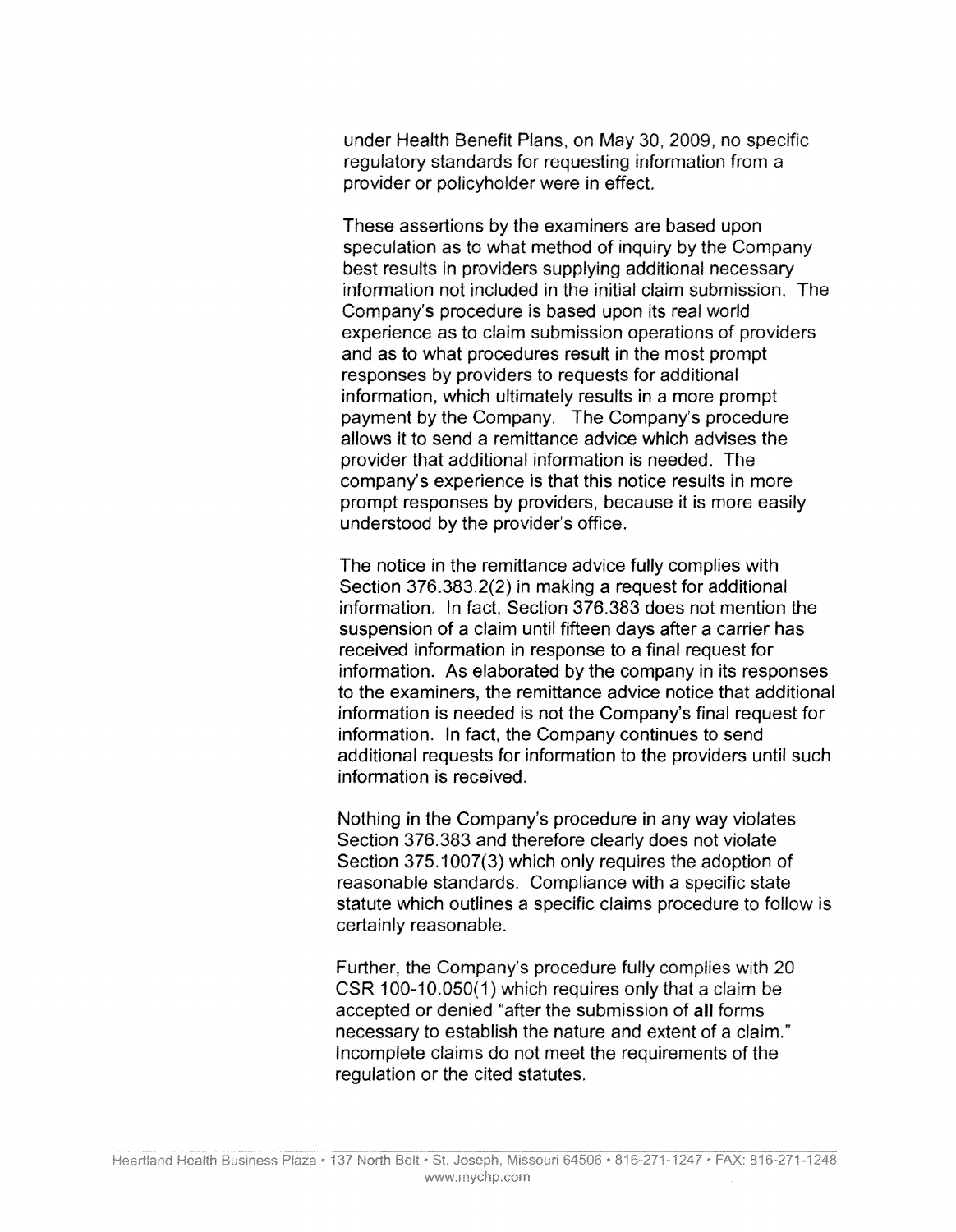under Health Benefit Plans, on May 30, 2009, no specific regulatory standards for requesting information from a provider or policyholder were in effect.

These assertions by the examiners are based upon speculation as to what method of inquiry by the Company best results in providers supplying additional necessary information not included in the initial claim submission. The Company's procedure is based upon its real world experience as to claim submission operations of providers and as to what procedures result in the most prompt responses by providers to requests for additional information, which ultimately results in a more prompt payment by the Company. The Company's procedure allows it to send a remittance advice which advises the provider that additional information is needed. The company's experience is that this notice results in more prompt responses by providers, because it is more easily understood by the provider's office.

The notice in the remittance advice fully complies with Section 376.383.2(2) in making a request for additional information. In fact, Section 376.383 does not mention the suspension of a claim until fifteen days after a carrier has received information in response to a final request for information. As elaborated by the company in its responses to the examiners, the remittance advice notice that additional information is needed is not the Company's final request for information. In fact, the Company continues to send additional requests for information to the providers until such information is received.

Nothing in the Company's procedure in any way violates Section 376.383 and therefore clearly does not violate Section 375.1007(3) which only requires the adoption of reasonable standards. Compliance with a specific state statute which outlines a specific claims procedure to follow is certainly reasonable.

Further, the Company's procedure fully complies with 20 CSR 100-10.050(1) which requires only that a claim be accepted or denied "after the submission of **all** forms necessary to establish the nature and extent of a claim." Incomplete claims do not meet the requirements of the regulation or the cited statutes.

Heartland Health Business Plaza • 137 North Belt • St. Joseph, Missouri 64506 • 816-271-1247 • FAX: 816-271-1248
www.mychp.com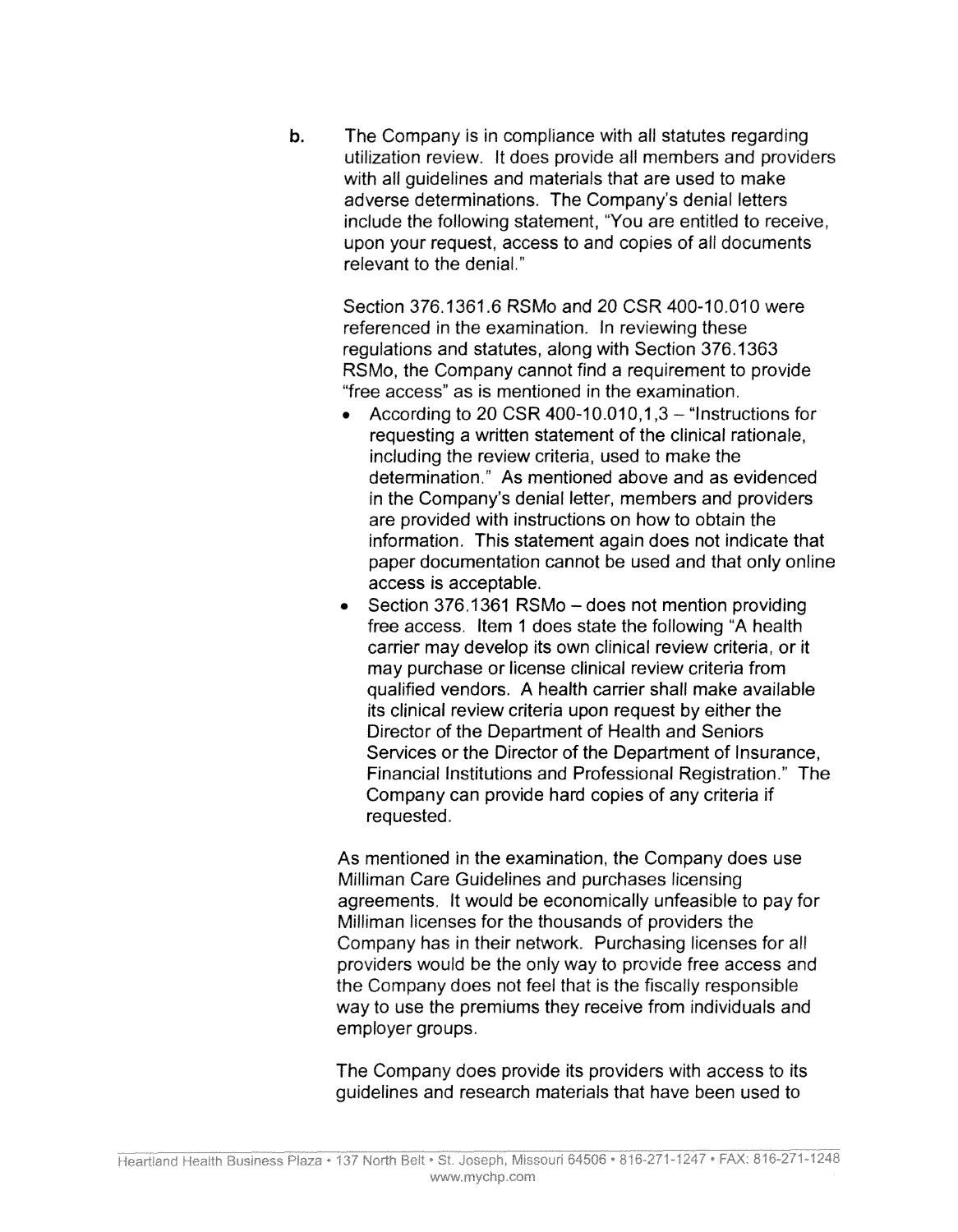b. The Company is in compliance with all statutes regarding utilization review. It does provide all members and providers with all guidelines and materials that are used to make adverse determinations. The Company's denial letters include the following statement, "You are entitled to receive, upon your request, access to and copies of all documents relevant to the denial."

Section 376.1361.6 RSMo and 20 CSR 400-10.010 were referenced in the examination. In reviewing these regulations and statutes, along with Section 376.1363 RSMo, the Company cannot find a requirement to provide "free access" as is mentioned in the examination.

- According to 20 CSR 400-10.010,1,3 – "Instructions for requesting a written statement of the clinical rationale, including the review criteria, used to make the determination." As mentioned above and as evidenced in the Company's denial letter, members and providers are provided with instructions on how to obtain the information. This statement again does not indicate that paper documentation cannot be used and that only online access is acceptable.
- Section 376.1361 RSMo – does not mention providing free access. Item 1 does state the following "A health carrier may develop its own clinical review criteria, or it may purchase or license clinical review criteria from qualified vendors. A health carrier shall make available its clinical review criteria upon request by either the Director of the Department of Health and Seniors Services or the Director of the Department of Insurance, Financial Institutions and Professional Registration." The Company can provide hard copies of any criteria if requested.

As mentioned in the examination, the Company does use Milliman Care Guidelines and purchases licensing agreements. It would be economically unfeasible to pay for Milliman licenses for the thousands of providers the Company has in their network. Purchasing licenses for all providers would be the only way to provide free access and the Company does not feel that is the fiscally responsible way to use the premiums they receive from individuals and employer groups.

The Company does provide its providers with access to its guidelines and research materials that have been used to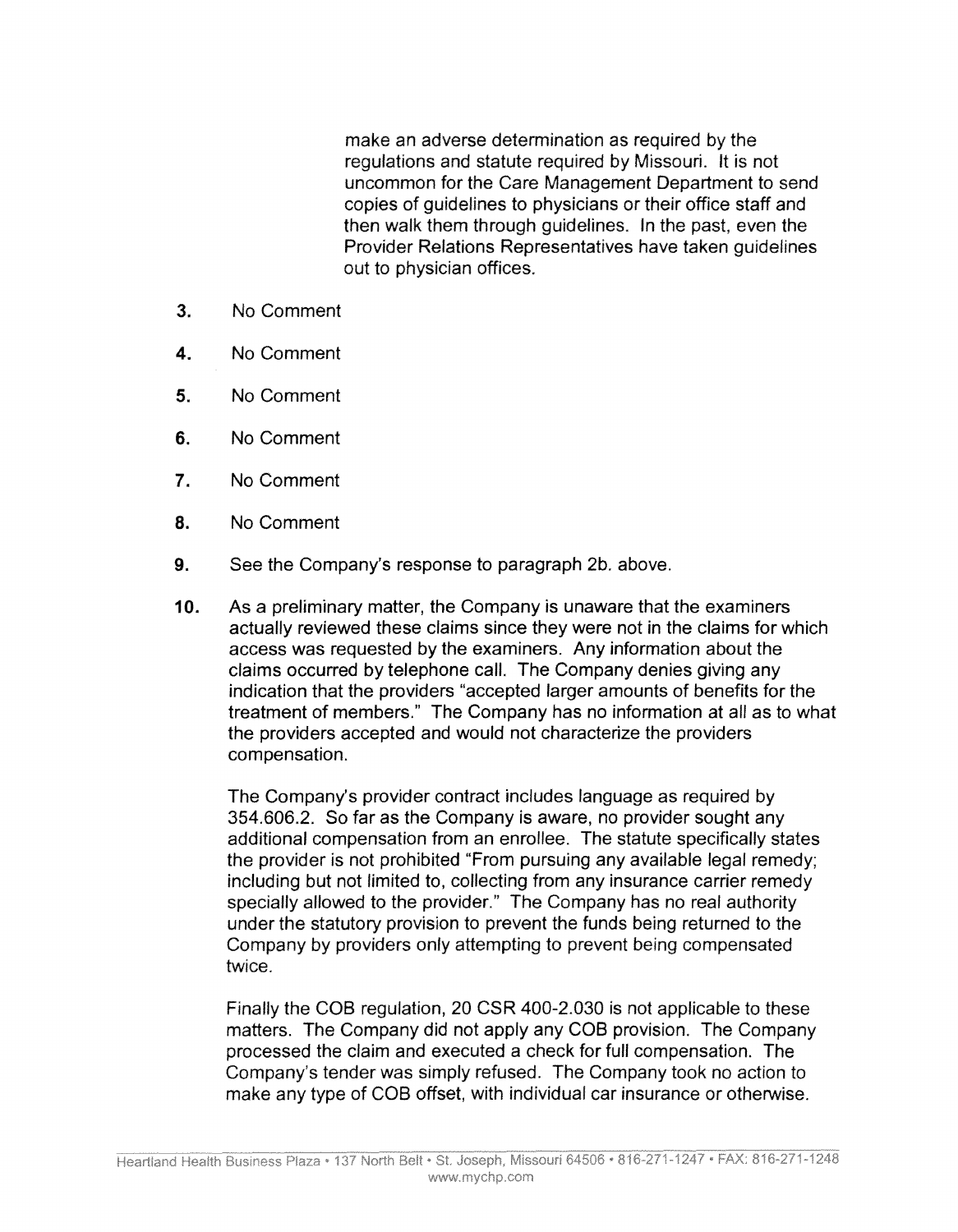make an adverse determination as required by the regulations and statute required by Missouri. It is not uncommon for the Care Management Department to send copies of guidelines to physicians or their office staff and then walk them through guidelines. In the past, even the Provider Relations Representatives have taken guidelines out to physician offices.

3. No Comment

4. No Comment

5. No Comment

6. No Comment

7. No Comment

8. No Comment

9. See the Company's response to paragraph 2b. above.

10. As a preliminary matter, the Company is unaware that the examiners actually reviewed these claims since they were not in the claims for which access was requested by the examiners. Any information about the claims occurred by telephone call. The Company denies giving any indication that the providers "accepted larger amounts of benefits for the treatment of members." The Company has no information at all as to what the providers accepted and would not characterize the providers compensation.

   The Company's provider contract includes language as required by 354.606.2. So far as the Company is aware, no provider sought any additional compensation from an enrollee. The statute specifically states the provider is not prohibited "From pursuing any available legal remedy; including but not limited to, collecting from any insurance carrier remedy specially allowed to the provider." The Company has no real authority under the statutory provision to prevent the funds being returned to the Company by providers only attempting to prevent being compensated twice.

   Finally the COB regulation, 20 CSR 400-2.030 is not applicable to these matters. The Company did not apply any COB provision. The Company processed the claim and executed a check for full compensation. The Company's tender was simply refused. The Company took no action to make any type of COB offset, with individual car insurance or otherwise.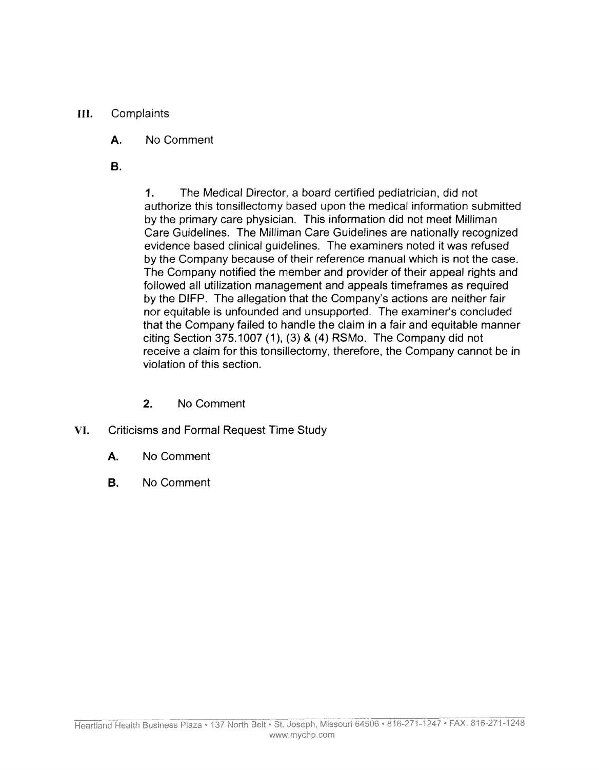## III. Complaints

**A.** No Comment

**B.**

**1.** The Medical Director, a board certified pediatrician, did not authorize this tonsillectomy based upon the medical information submitted by the primary care physician. This information did not meet Milliman Care Guidelines. The Milliman Care Guidelines are nationally recognized evidence based clinical guidelines. The examiners noted it was refused by the Company because of their reference manual which is not the case. The Company notified the member and provider of their appeal rights and followed all utilization management and appeals timeframes as required by the DIFP. The allegation that the Company's actions are neither fair nor equitable is unfounded and unsupported. The examiner's concluded that the Company failed to handle the claim in a fair and equitable manner citing Section 375.1007 (1), (3) & (4) RSMo. The Company did not receive a claim for this tonsillectomy, therefore, the Company cannot be in violation of this section.

**2.** No Comment

## VI. Criticisms and Formal Request Time Study

**A.** No Comment

**B.** No Comment